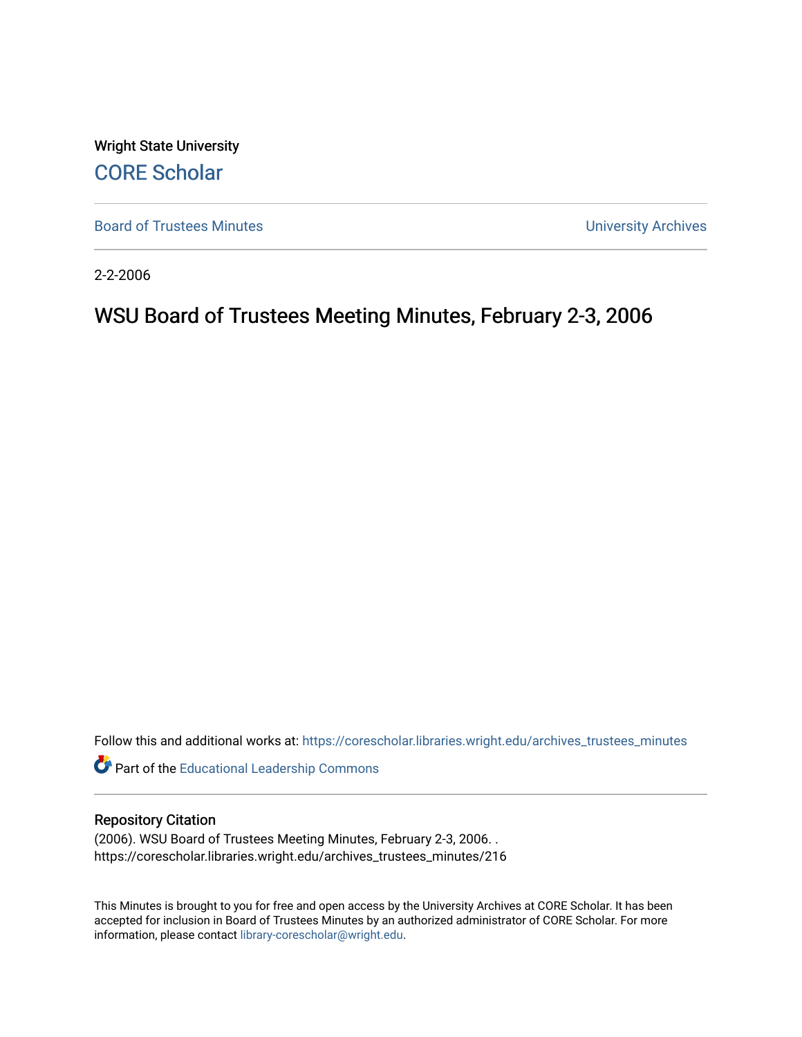Wright State University

CORE Scholar

Board of Trustees Minutes

University Archives

2-2-2006

# WSU Board of Trustees Meeting Minutes, February 2-3, 2006

Follow this and additional works at: https://corescholar.libraries.wright.edu/archives_trustees_minutes

Part of the Educational Leadership Commons

## Repository Citation

(2006). WSU Board of Trustees Meeting Minutes, February 2-3, 2006. .
https://corescholar.libraries.wright.edu/archives_trustees_minutes/216

This Minutes is brought to you for free and open access by the University Archives at CORE Scholar. It has been accepted for inclusion in Board of Trustees Minutes by an authorized administrator of CORE Scholar. For more information, please contact library-corescholar@wright.edu.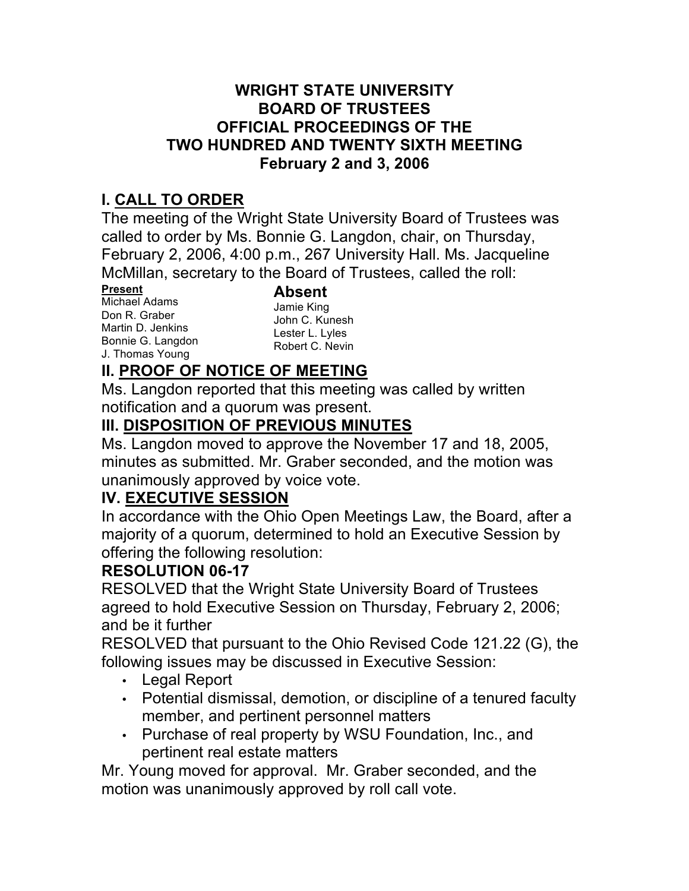**WRIGHT STATE UNIVERSITY**
**BOARD OF TRUSTEES**
**OFFICIAL PROCEEDINGS OF THE**
**TWO HUNDRED AND TWENTY SIXTH MEETING**
**February 2 and 3, 2006**

## I. CALL TO ORDER

The meeting of the Wright State University Board of Trustees was called to order by Ms. Bonnie G. Langdon, chair, on Thursday, February 2, 2006, 4:00 p.m., 267 University Hall. Ms. Jacqueline McMillan, secretary to the Board of Trustees, called the roll:

| Present | Absent |
|---|---|
| Michael Adams | Jamie King |
| Don R. Graber | John C. Kunesh |
| Martin D. Jenkins | Lester L. Lyles |
| Bonnie G. Langdon | Robert C. Nevin |
| J. Thomas Young | |

## II. PROOF OF NOTICE OF MEETING

Ms. Langdon reported that this meeting was called by written notification and a quorum was present.

## III. DISPOSITION OF PREVIOUS MINUTES

Ms. Langdon moved to approve the November 17 and 18, 2005, minutes as submitted. Mr. Graber seconded, and the motion was unanimously approved by voice vote.

## IV. EXECUTIVE SESSION

In accordance with the Ohio Open Meetings Law, the Board, after a majority of a quorum, determined to hold an Executive Session by offering the following resolution:

### RESOLUTION 06-17

RESOLVED that the Wright State University Board of Trustees agreed to hold Executive Session on Thursday, February 2, 2006; and be it further

RESOLVED that pursuant to the Ohio Revised Code 121.22 (G), the following issues may be discussed in Executive Session:

- Legal Report
- Potential dismissal, demotion, or discipline of a tenured faculty member, and pertinent personnel matters
- Purchase of real property by WSU Foundation, Inc., and pertinent real estate matters

Mr. Young moved for approval. Mr. Graber seconded, and the motion was unanimously approved by roll call vote.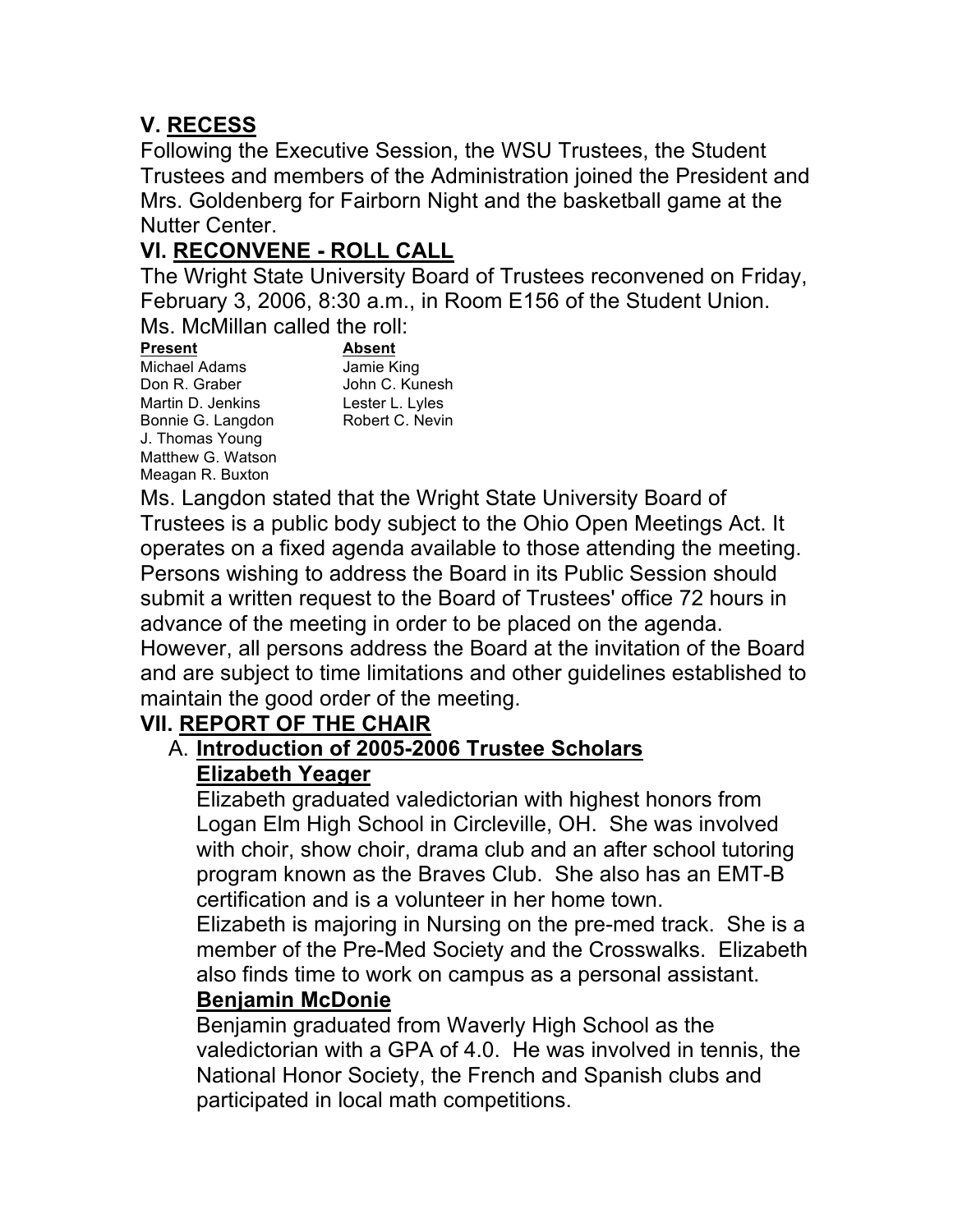## V. RECESS

Following the Executive Session, the WSU Trustees, the Student Trustees and members of the Administration joined the President and Mrs. Goldenberg for Fairborn Night and the basketball game at the Nutter Center.

## VI. RECONVENE - ROLL CALL

The Wright State University Board of Trustees reconvened on Friday, February 3, 2006, 8:30 a.m., in Room E156 of the Student Union.

Ms. McMillan called the roll:

| Present | Absent |
|---|---|
| Michael Adams | Jamie King |
| Don R. Graber | John C. Kunesh |
| Martin D. Jenkins | Lester L. Lyles |
| Bonnie G. Langdon | Robert C. Nevin |
| J. Thomas Young | |
| Matthew G. Watson | |
| Meagan R. Buxton | |

Ms. Langdon stated that the Wright State University Board of Trustees is a public body subject to the Ohio Open Meetings Act. It operates on a fixed agenda available to those attending the meeting. Persons wishing to address the Board in its Public Session should submit a written request to the Board of Trustees' office 72 hours in advance of the meeting in order to be placed on the agenda. However, all persons address the Board at the invitation of the Board and are subject to time limitations and other guidelines established to maintain the good order of the meeting.

## VII. REPORT OF THE CHAIR

### A. Introduction of 2005-2006 Trustee Scholars

**Elizabeth Yeager**

Elizabeth graduated valedictorian with highest honors from Logan Elm High School in Circleville, OH. She was involved with choir, show choir, drama club and an after school tutoring program known as the Braves Club. She also has an EMT-B certification and is a volunteer in her home town.

Elizabeth is majoring in Nursing on the pre-med track. She is a member of the Pre-Med Society and the Crosswalks. Elizabeth also finds time to work on campus as a personal assistant.

**Benjamin McDonie**

Benjamin graduated from Waverly High School as the valedictorian with a GPA of 4.0. He was involved in tennis, the National Honor Society, the French and Spanish clubs and participated in local math competitions.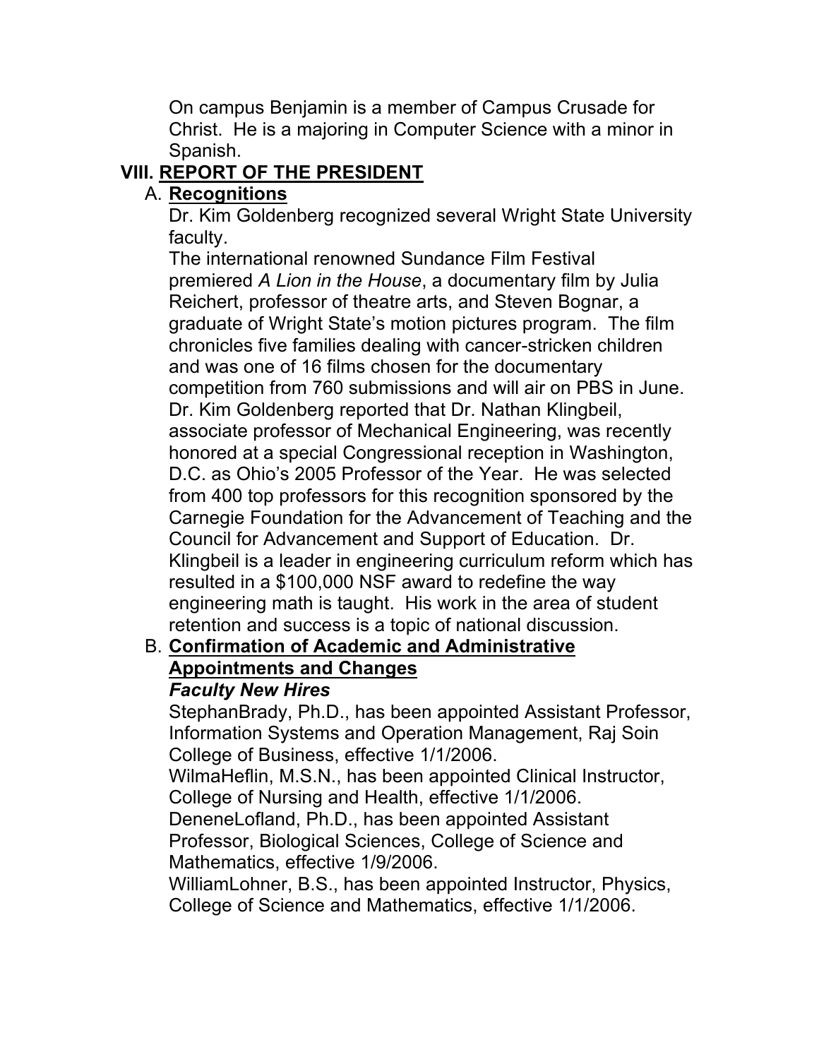On campus Benjamin is a member of Campus Crusade for Christ. He is a majoring in Computer Science with a minor in Spanish.

## VIII. REPORT OF THE PRESIDENT

### A. Recognitions

Dr. Kim Goldenberg recognized several Wright State University faculty.

The international renowned Sundance Film Festival premiered *A Lion in the House*, a documentary film by Julia Reichert, professor of theatre arts, and Steven Bognar, a graduate of Wright State's motion pictures program. The film chronicles five families dealing with cancer-stricken children and was one of 16 films chosen for the documentary competition from 760 submissions and will air on PBS in June.

Dr. Kim Goldenberg reported that Dr. Nathan Klingbeil, associate professor of Mechanical Engineering, was recently honored at a special Congressional reception in Washington, D.C. as Ohio's 2005 Professor of the Year. He was selected from 400 top professors for this recognition sponsored by the Carnegie Foundation for the Advancement of Teaching and the Council for Advancement and Support of Education. Dr. Klingbeil is a leader in engineering curriculum reform which has resulted in a $100,000 NSF award to redefine the way engineering math is taught. His work in the area of student retention and success is a topic of national discussion.

### B. Confirmation of Academic and Administrative Appointments and Changes

***Faculty New Hires***

StephanBrady, Ph.D., has been appointed Assistant Professor, Information Systems and Operation Management, Raj Soin College of Business, effective 1/1/2006.

WilmaHeflin, M.S.N., has been appointed Clinical Instructor, College of Nursing and Health, effective 1/1/2006.

DeneneLofland, Ph.D., has been appointed Assistant Professor, Biological Sciences, College of Science and Mathematics, effective 1/9/2006.

WilliamLohner, B.S., has been appointed Instructor, Physics, College of Science and Mathematics, effective 1/1/2006.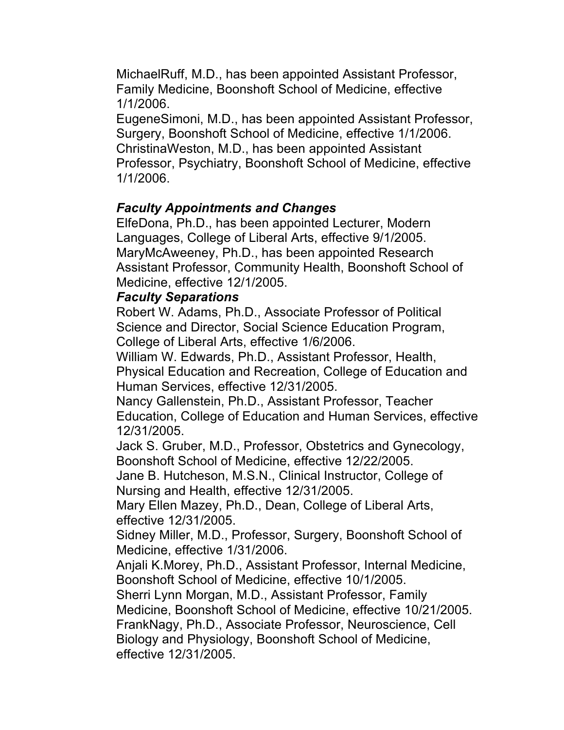MichaelRuff, M.D., has been appointed Assistant Professor, Family Medicine, Boonshoft School of Medicine, effective 1/1/2006.
EugeneSimoni, M.D., has been appointed Assistant Professor, Surgery, Boonshoft School of Medicine, effective 1/1/2006.
ChristinaWeston, M.D., has been appointed Assistant Professor, Psychiatry, Boonshoft School of Medicine, effective 1/1/2006.

***Faculty Appointments and Changes***

ElfeDona, Ph.D., has been appointed Lecturer, Modern Languages, College of Liberal Arts, effective 9/1/2005.
MaryMcAweeney, Ph.D., has been appointed Research Assistant Professor, Community Health, Boonshoft School of Medicine, effective 12/1/2005.

***Faculty Separations***

Robert W. Adams, Ph.D., Associate Professor of Political Science and Director, Social Science Education Program, College of Liberal Arts, effective 1/6/2006.
William W. Edwards, Ph.D., Assistant Professor, Health, Physical Education and Recreation, College of Education and Human Services, effective 12/31/2005.
Nancy Gallenstein, Ph.D., Assistant Professor, Teacher Education, College of Education and Human Services, effective 12/31/2005.
Jack S. Gruber, M.D., Professor, Obstetrics and Gynecology, Boonshoft School of Medicine, effective 12/22/2005.
Jane B. Hutcheson, M.S.N., Clinical Instructor, College of Nursing and Health, effective 12/31/2005.
Mary Ellen Mazey, Ph.D., Dean, College of Liberal Arts, effective 12/31/2005.
Sidney Miller, M.D., Professor, Surgery, Boonshoft School of Medicine, effective 1/31/2006.
Anjali K.Morey, Ph.D., Assistant Professor, Internal Medicine, Boonshoft School of Medicine, effective 10/1/2005.
Sherri Lynn Morgan, M.D., Assistant Professor, Family Medicine, Boonshoft School of Medicine, effective 10/21/2005.
FrankNagy, Ph.D., Associate Professor, Neuroscience, Cell Biology and Physiology, Boonshoft School of Medicine, effective 12/31/2005.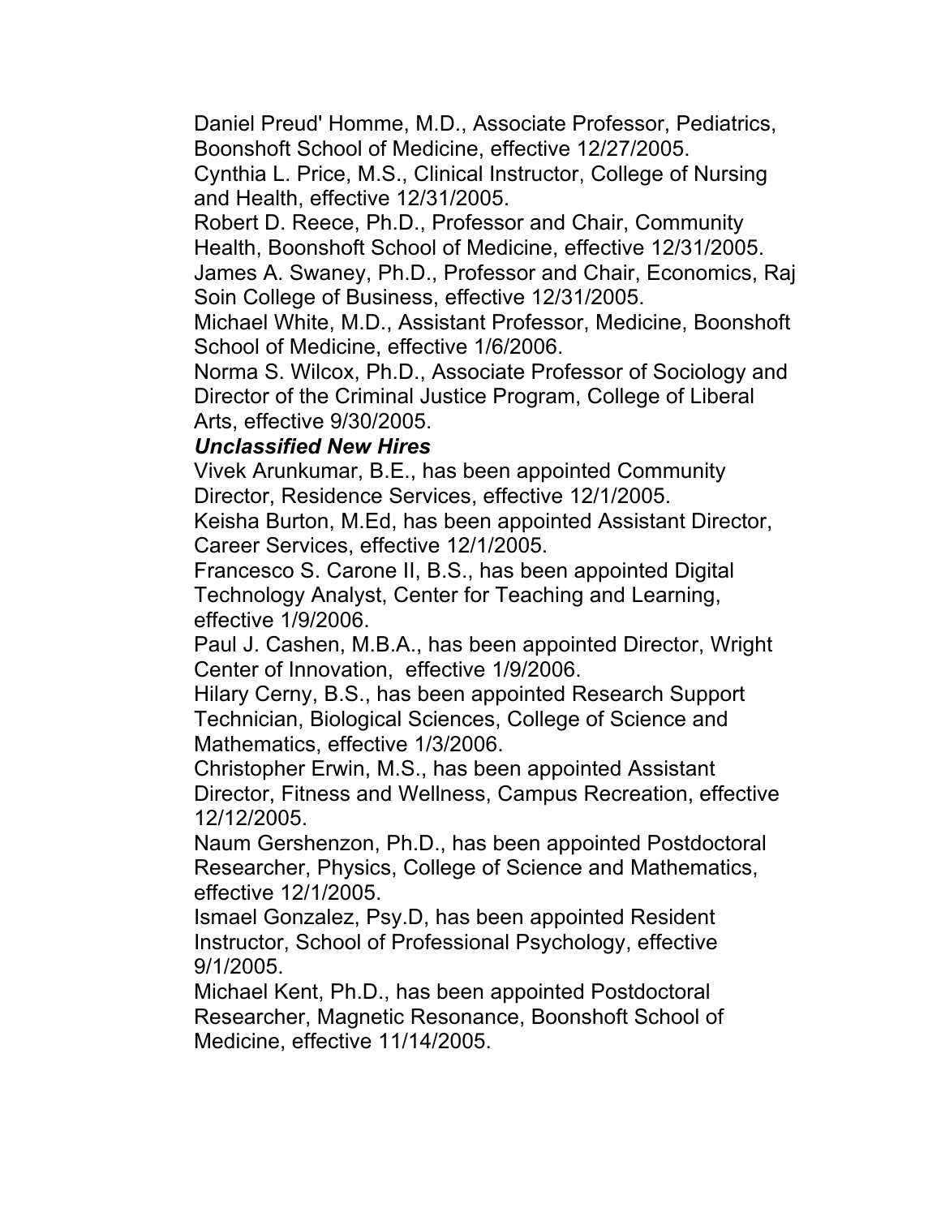Daniel Preud' Homme, M.D., Associate Professor, Pediatrics, Boonshoft School of Medicine, effective 12/27/2005.

Cynthia L. Price, M.S., Clinical Instructor, College of Nursing and Health, effective 12/31/2005.

Robert D. Reece, Ph.D., Professor and Chair, Community Health, Boonshoft School of Medicine, effective 12/31/2005.

James A. Swaney, Ph.D., Professor and Chair, Economics, Raj Soin College of Business, effective 12/31/2005.

Michael White, M.D., Assistant Professor, Medicine, Boonshoft School of Medicine, effective 1/6/2006.

Norma S. Wilcox, Ph.D., Associate Professor of Sociology and Director of the Criminal Justice Program, College of Liberal Arts, effective 9/30/2005.

***Unclassified New Hires***

Vivek Arunkumar, B.E., has been appointed Community Director, Residence Services, effective 12/1/2005.

Keisha Burton, M.Ed, has been appointed Assistant Director, Career Services, effective 12/1/2005.

Francesco S. Carone II, B.S., has been appointed Digital Technology Analyst, Center for Teaching and Learning, effective 1/9/2006.

Paul J. Cashen, M.B.A., has been appointed Director, Wright Center of Innovation, effective 1/9/2006.

Hilary Cerny, B.S., has been appointed Research Support Technician, Biological Sciences, College of Science and Mathematics, effective 1/3/2006.

Christopher Erwin, M.S., has been appointed Assistant Director, Fitness and Wellness, Campus Recreation, effective 12/12/2005.

Naum Gershenzon, Ph.D., has been appointed Postdoctoral Researcher, Physics, College of Science and Mathematics, effective 12/1/2005.

Ismael Gonzalez, Psy.D, has been appointed Resident Instructor, School of Professional Psychology, effective 9/1/2005.

Michael Kent, Ph.D., has been appointed Postdoctoral Researcher, Magnetic Resonance, Boonshoft School of Medicine, effective 11/14/2005.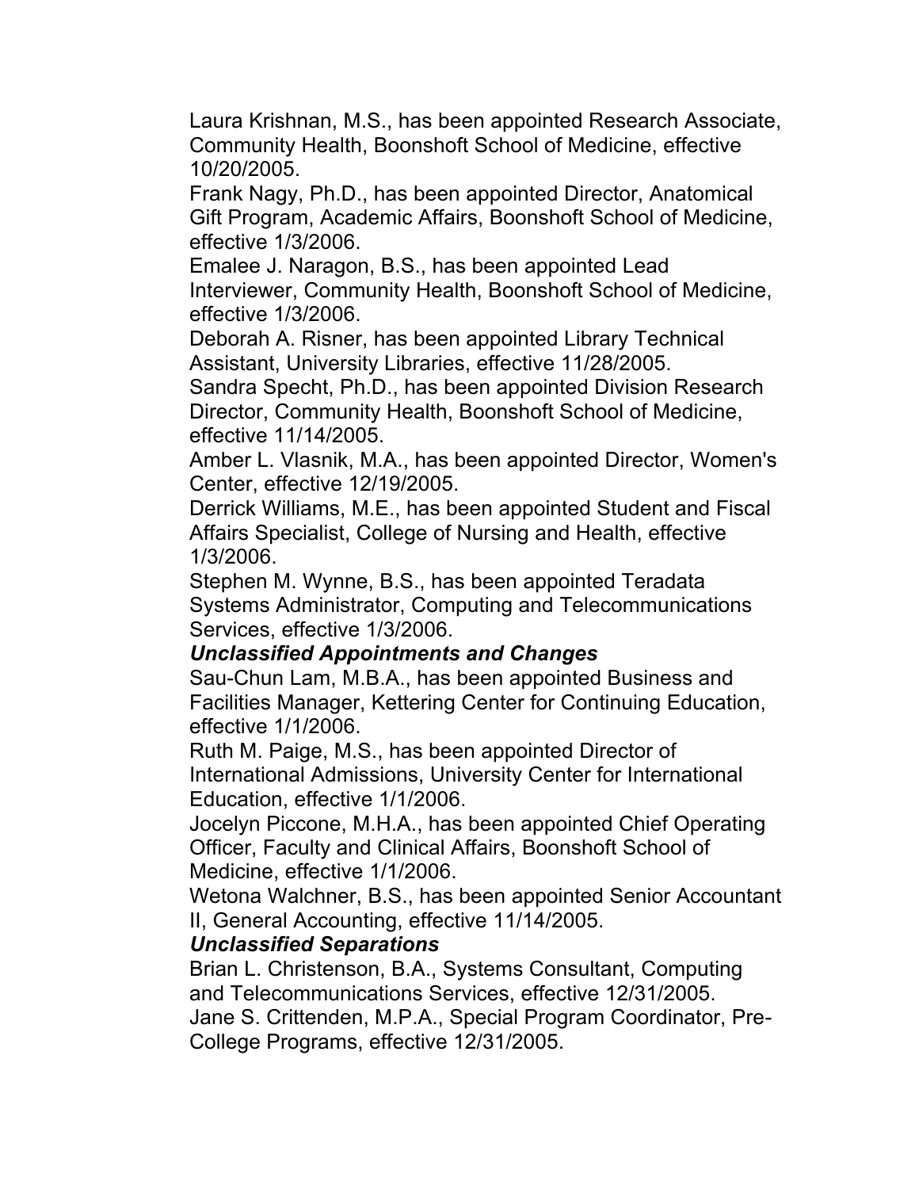Laura Krishnan, M.S., has been appointed Research Associate, Community Health, Boonshoft School of Medicine, effective 10/20/2005.

Frank Nagy, Ph.D., has been appointed Director, Anatomical Gift Program, Academic Affairs, Boonshoft School of Medicine, effective 1/3/2006.

Emalee J. Naragon, B.S., has been appointed Lead Interviewer, Community Health, Boonshoft School of Medicine, effective 1/3/2006.

Deborah A. Risner, has been appointed Library Technical Assistant, University Libraries, effective 11/28/2005.

Sandra Specht, Ph.D., has been appointed Division Research Director, Community Health, Boonshoft School of Medicine, effective 11/14/2005.

Amber L. Vlasnik, M.A., has been appointed Director, Women's Center, effective 12/19/2005.

Derrick Williams, M.E., has been appointed Student and Fiscal Affairs Specialist, College of Nursing and Health, effective 1/3/2006.

Stephen M. Wynne, B.S., has been appointed Teradata Systems Administrator, Computing and Telecommunications Services, effective 1/3/2006.

***Unclassified Appointments and Changes***

Sau-Chun Lam, M.B.A., has been appointed Business and Facilities Manager, Kettering Center for Continuing Education, effective 1/1/2006.

Ruth M. Paige, M.S., has been appointed Director of International Admissions, University Center for International Education, effective 1/1/2006.

Jocelyn Piccone, M.H.A., has been appointed Chief Operating Officer, Faculty and Clinical Affairs, Boonshoft School of Medicine, effective 1/1/2006.

Wetona Walchner, B.S., has been appointed Senior Accountant II, General Accounting, effective 11/14/2005.

***Unclassified Separations***

Brian L. Christenson, B.A., Systems Consultant, Computing and Telecommunications Services, effective 12/31/2005.

Jane S. Crittenden, M.P.A., Special Program Coordinator, Pre-College Programs, effective 12/31/2005.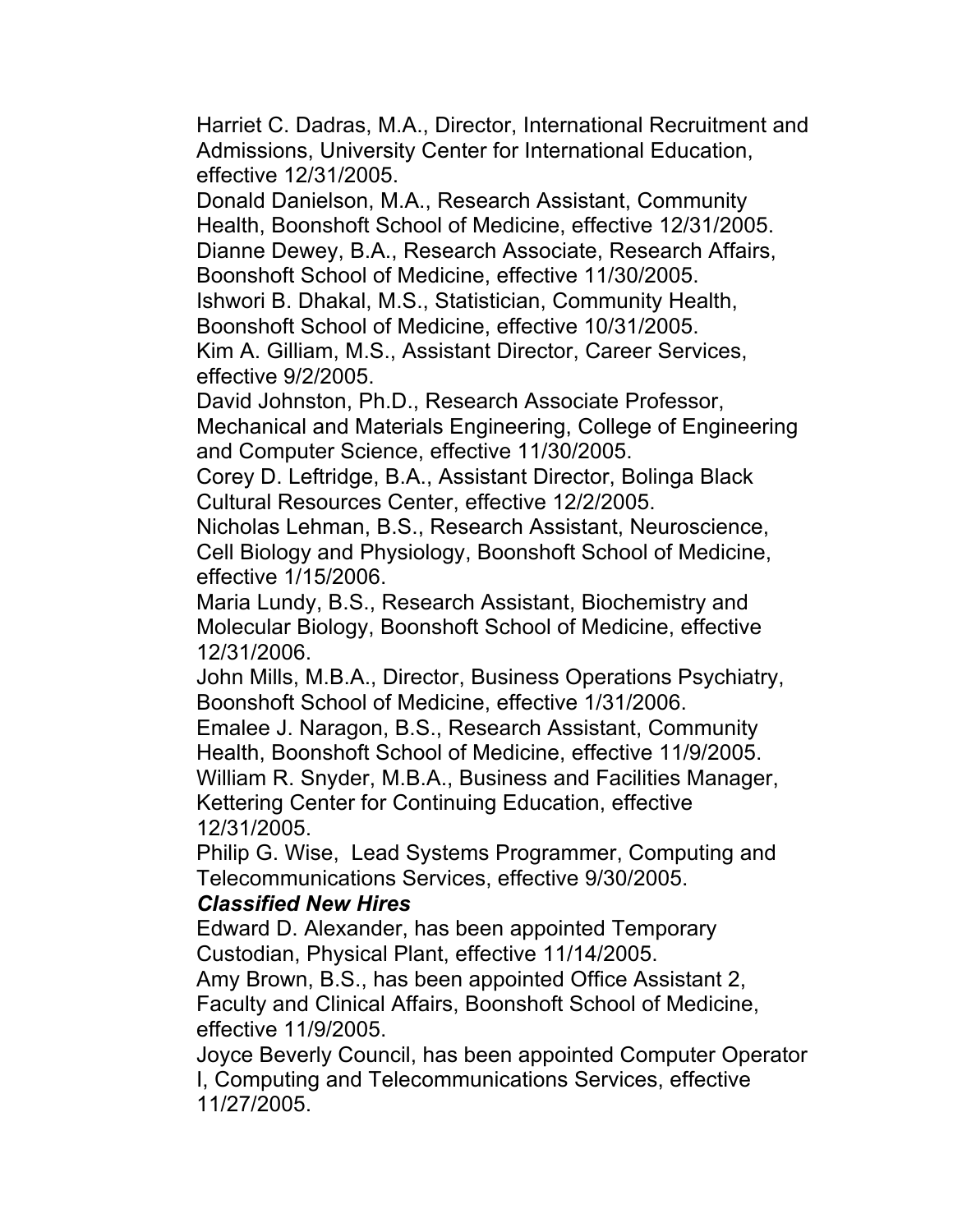Harriet C. Dadras, M.A., Director, International Recruitment and Admissions, University Center for International Education, effective 12/31/2005.

Donald Danielson, M.A., Research Assistant, Community Health, Boonshoft School of Medicine, effective 12/31/2005.

Dianne Dewey, B.A., Research Associate, Research Affairs, Boonshoft School of Medicine, effective 11/30/2005.

Ishwori B. Dhakal, M.S., Statistician, Community Health, Boonshoft School of Medicine, effective 10/31/2005.

Kim A. Gilliam, M.S., Assistant Director, Career Services, effective 9/2/2005.

David Johnston, Ph.D., Research Associate Professor, Mechanical and Materials Engineering, College of Engineering and Computer Science, effective 11/30/2005.

Corey D. Leftridge, B.A., Assistant Director, Bolinga Black Cultural Resources Center, effective 12/2/2005.

Nicholas Lehman, B.S., Research Assistant, Neuroscience, Cell Biology and Physiology, Boonshoft School of Medicine, effective 1/15/2006.

Maria Lundy, B.S., Research Assistant, Biochemistry and Molecular Biology, Boonshoft School of Medicine, effective 12/31/2006.

John Mills, M.B.A., Director, Business Operations Psychiatry, Boonshoft School of Medicine, effective 1/31/2006.

Emalee J. Naragon, B.S., Research Assistant, Community Health, Boonshoft School of Medicine, effective 11/9/2005.

William R. Snyder, M.B.A., Business and Facilities Manager, Kettering Center for Continuing Education, effective 12/31/2005.

Philip G. Wise, Lead Systems Programmer, Computing and Telecommunications Services, effective 9/30/2005.

***Classified New Hires***

Edward D. Alexander, has been appointed Temporary Custodian, Physical Plant, effective 11/14/2005.

Amy Brown, B.S., has been appointed Office Assistant 2, Faculty and Clinical Affairs, Boonshoft School of Medicine, effective 11/9/2005.

Joyce Beverly Council, has been appointed Computer Operator I, Computing and Telecommunications Services, effective 11/27/2005.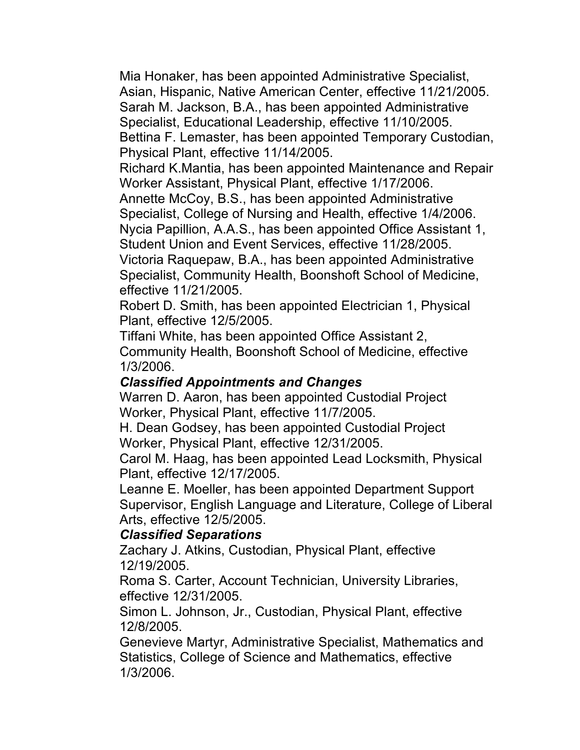Mia Honaker, has been appointed Administrative Specialist, Asian, Hispanic, Native American Center, effective 11/21/2005.

Sarah M. Jackson, B.A., has been appointed Administrative Specialist, Educational Leadership, effective 11/10/2005.

Bettina F. Lemaster, has been appointed Temporary Custodian, Physical Plant, effective 11/14/2005.

Richard K.Mantia, has been appointed Maintenance and Repair Worker Assistant, Physical Plant, effective 1/17/2006.

Annette McCoy, B.S., has been appointed Administrative Specialist, College of Nursing and Health, effective 1/4/2006.

Nycia Papillion, A.A.S., has been appointed Office Assistant 1, Student Union and Event Services, effective 11/28/2005.

Victoria Raquepaw, B.A., has been appointed Administrative Specialist, Community Health, Boonshoft School of Medicine, effective 11/21/2005.

Robert D. Smith, has been appointed Electrician 1, Physical Plant, effective 12/5/2005.

Tiffani White, has been appointed Office Assistant 2, Community Health, Boonshoft School of Medicine, effective 1/3/2006.

***Classified Appointments and Changes***

Warren D. Aaron, has been appointed Custodial Project Worker, Physical Plant, effective 11/7/2005.

H. Dean Godsey, has been appointed Custodial Project Worker, Physical Plant, effective 12/31/2005.

Carol M. Haag, has been appointed Lead Locksmith, Physical Plant, effective 12/17/2005.

Leanne E. Moeller, has been appointed Department Support Supervisor, English Language and Literature, College of Liberal Arts, effective 12/5/2005.

***Classified Separations***

Zachary J. Atkins, Custodian, Physical Plant, effective 12/19/2005.

Roma S. Carter, Account Technician, University Libraries, effective 12/31/2005.

Simon L. Johnson, Jr., Custodian, Physical Plant, effective 12/8/2005.

Genevieve Martyr, Administrative Specialist, Mathematics and Statistics, College of Science and Mathematics, effective 1/3/2006.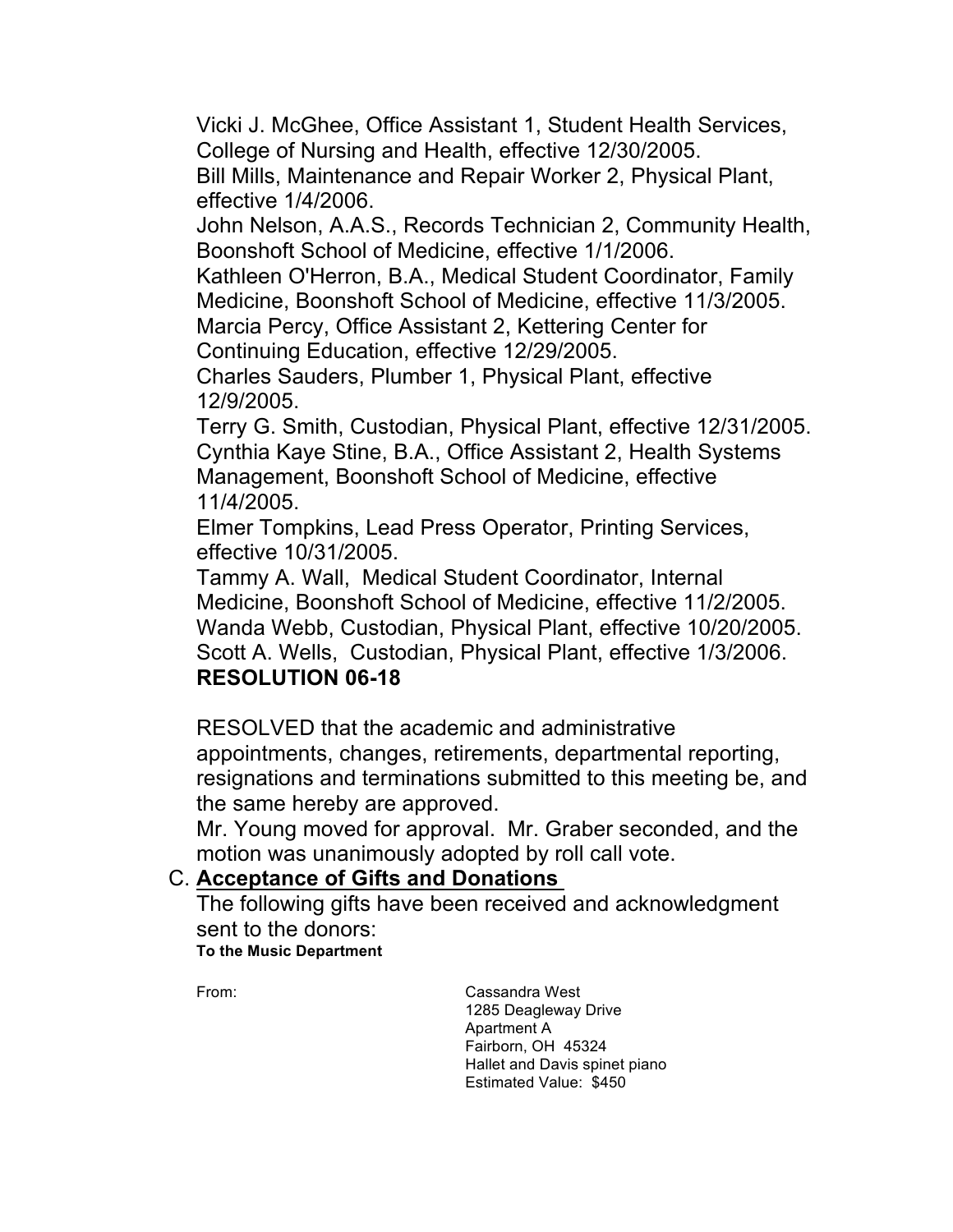Vicki J. McGhee, Office Assistant 1, Student Health Services, College of Nursing and Health, effective 12/30/2005.

Bill Mills, Maintenance and Repair Worker 2, Physical Plant, effective 1/4/2006.

John Nelson, A.A.S., Records Technician 2, Community Health, Boonshoft School of Medicine, effective 1/1/2006.

Kathleen O'Herron, B.A., Medical Student Coordinator, Family Medicine, Boonshoft School of Medicine, effective 11/3/2005.

Marcia Percy, Office Assistant 2, Kettering Center for Continuing Education, effective 12/29/2005.

Charles Sauders, Plumber 1, Physical Plant, effective 12/9/2005.

Terry G. Smith, Custodian, Physical Plant, effective 12/31/2005.

Cynthia Kaye Stine, B.A., Office Assistant 2, Health Systems Management, Boonshoft School of Medicine, effective 11/4/2005.

Elmer Tompkins, Lead Press Operator, Printing Services, effective 10/31/2005.

Tammy A. Wall, Medical Student Coordinator, Internal Medicine, Boonshoft School of Medicine, effective 11/2/2005.

Wanda Webb, Custodian, Physical Plant, effective 10/20/2005.

Scott A. Wells, Custodian, Physical Plant, effective 1/3/2006.

**RESOLUTION 06-18**

RESOLVED that the academic and administrative appointments, changes, retirements, departmental reporting, resignations and terminations submitted to this meeting be, and the same hereby are approved.

Mr. Young moved for approval. Mr. Graber seconded, and the motion was unanimously adopted by roll call vote.

C. **Acceptance of Gifts and Donations**

The following gifts have been received and acknowledgment sent to the donors:

**To the Music Department**

From:

Cassandra West
1285 Deagleway Drive
Apartment A
Fairborn, OH 45324
Hallet and Davis spinet piano
Estimated Value: $450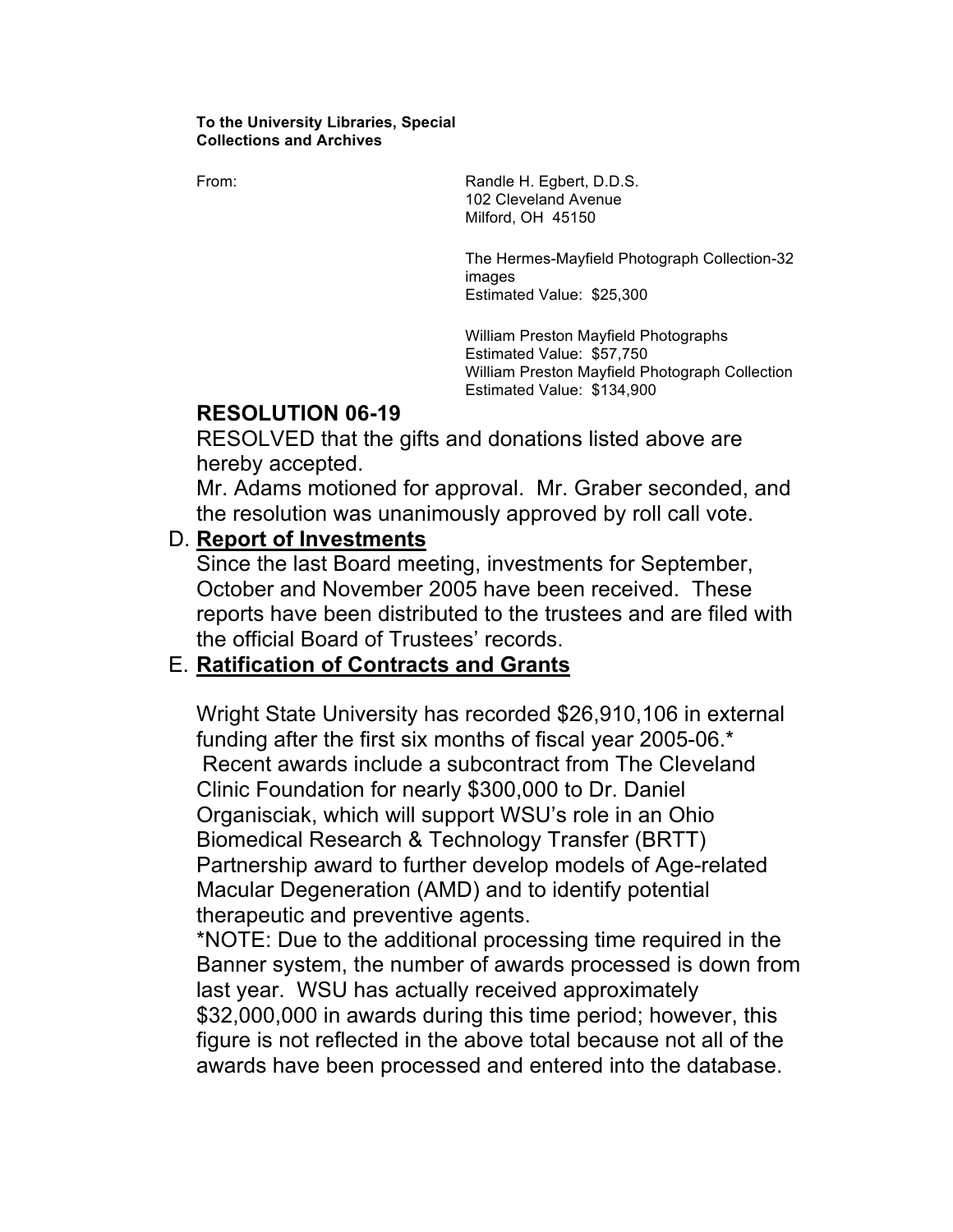**To the University Libraries, Special Collections and Archives**

From: Randle H. Egbert, D.D.S.
102 Cleveland Avenue
Milford, OH 45150

The Hermes-Mayfield Photograph Collection-32 images
Estimated Value: $25,300

William Preston Mayfield Photographs
Estimated Value: $57,750
William Preston Mayfield Photograph Collection
Estimated Value: $134,900

## RESOLUTION 06-19

RESOLVED that the gifts and donations listed above are hereby accepted.

Mr. Adams motioned for approval. Mr. Graber seconded, and the resolution was unanimously approved by roll call vote.

D. **Report of Investments**

Since the last Board meeting, investments for September, October and November 2005 have been received. These reports have been distributed to the trustees and are filed with the official Board of Trustees' records.

E. **Ratification of Contracts and Grants**

Wright State University has recorded $26,910,106 in external funding after the first six months of fiscal year 2005-06.*

Recent awards include a subcontract from The Cleveland Clinic Foundation for nearly $300,000 to Dr. Daniel Organisciak, which will support WSU's role in an Ohio Biomedical Research & Technology Transfer (BRTT) Partnership award to further develop models of Age-related Macular Degeneration (AMD) and to identify potential therapeutic and preventive agents.

*NOTE: Due to the additional processing time required in the Banner system, the number of awards processed is down from last year. WSU has actually received approximately $32,000,000 in awards during this time period; however, this figure is not reflected in the above total because not all of the awards have been processed and entered into the database.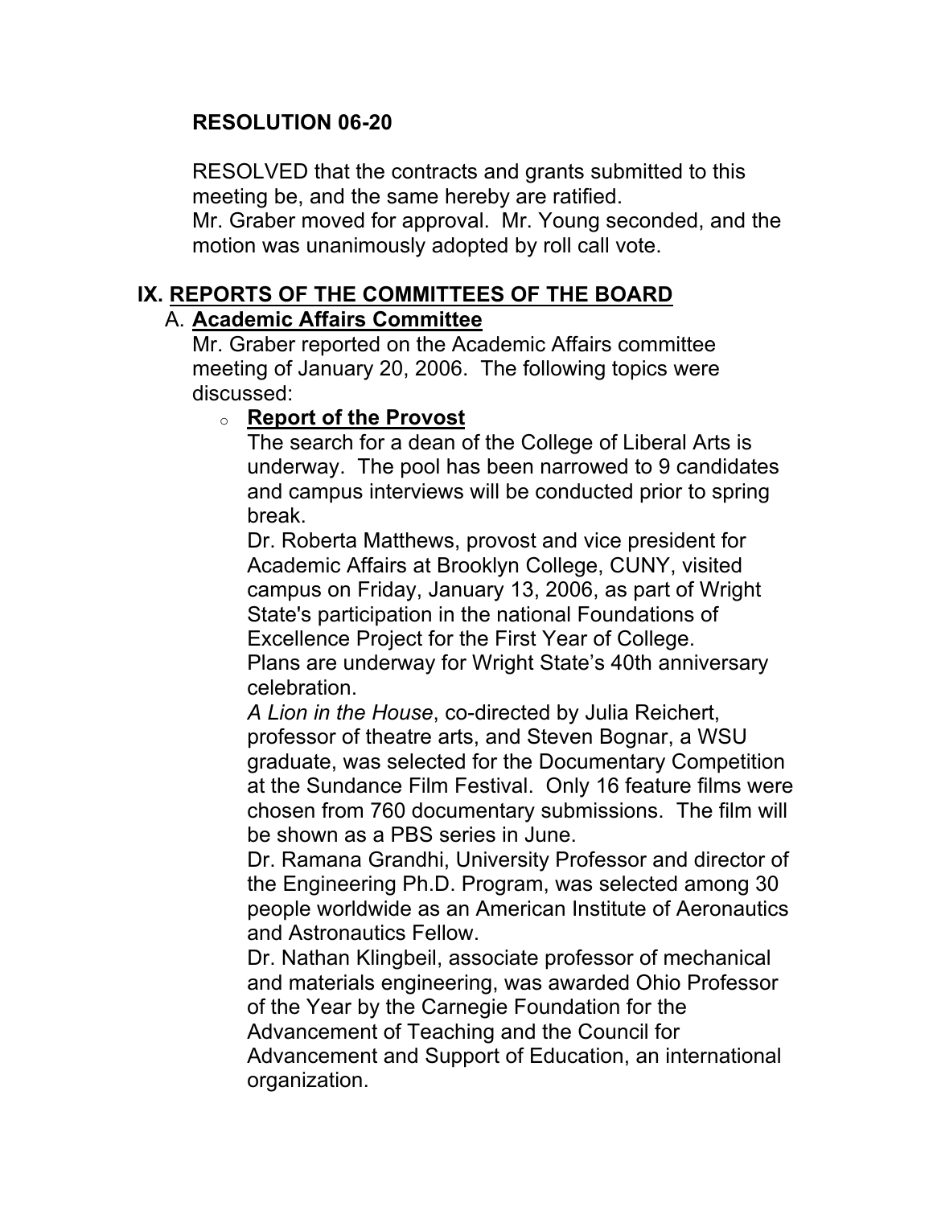**RESOLUTION 06-20**

RESOLVED that the contracts and grants submitted to this meeting be, and the same hereby are ratified.
Mr. Graber moved for approval. Mr. Young seconded, and the motion was unanimously adopted by roll call vote.

## IX. REPORTS OF THE COMMITTEES OF THE BOARD

### A. Academic Affairs Committee

Mr. Graber reported on the Academic Affairs committee meeting of January 20, 2006. The following topics were discussed:

- **Report of the Provost**

  The search for a dean of the College of Liberal Arts is underway. The pool has been narrowed to 9 candidates and campus interviews will be conducted prior to spring break.

  Dr. Roberta Matthews, provost and vice president for Academic Affairs at Brooklyn College, CUNY, visited campus on Friday, January 13, 2006, as part of Wright State's participation in the national Foundations of Excellence Project for the First Year of College.

  Plans are underway for Wright State's 40th anniversary celebration.

  *A Lion in the House*, co-directed by Julia Reichert, professor of theatre arts, and Steven Bognar, a WSU graduate, was selected for the Documentary Competition at the Sundance Film Festival. Only 16 feature films were chosen from 760 documentary submissions. The film will be shown as a PBS series in June.

  Dr. Ramana Grandhi, University Professor and director of the Engineering Ph.D. Program, was selected among 30 people worldwide as an American Institute of Aeronautics and Astronautics Fellow.

  Dr. Nathan Klingbeil, associate professor of mechanical and materials engineering, was awarded Ohio Professor of the Year by the Carnegie Foundation for the Advancement of Teaching and the Council for Advancement and Support of Education, an international organization.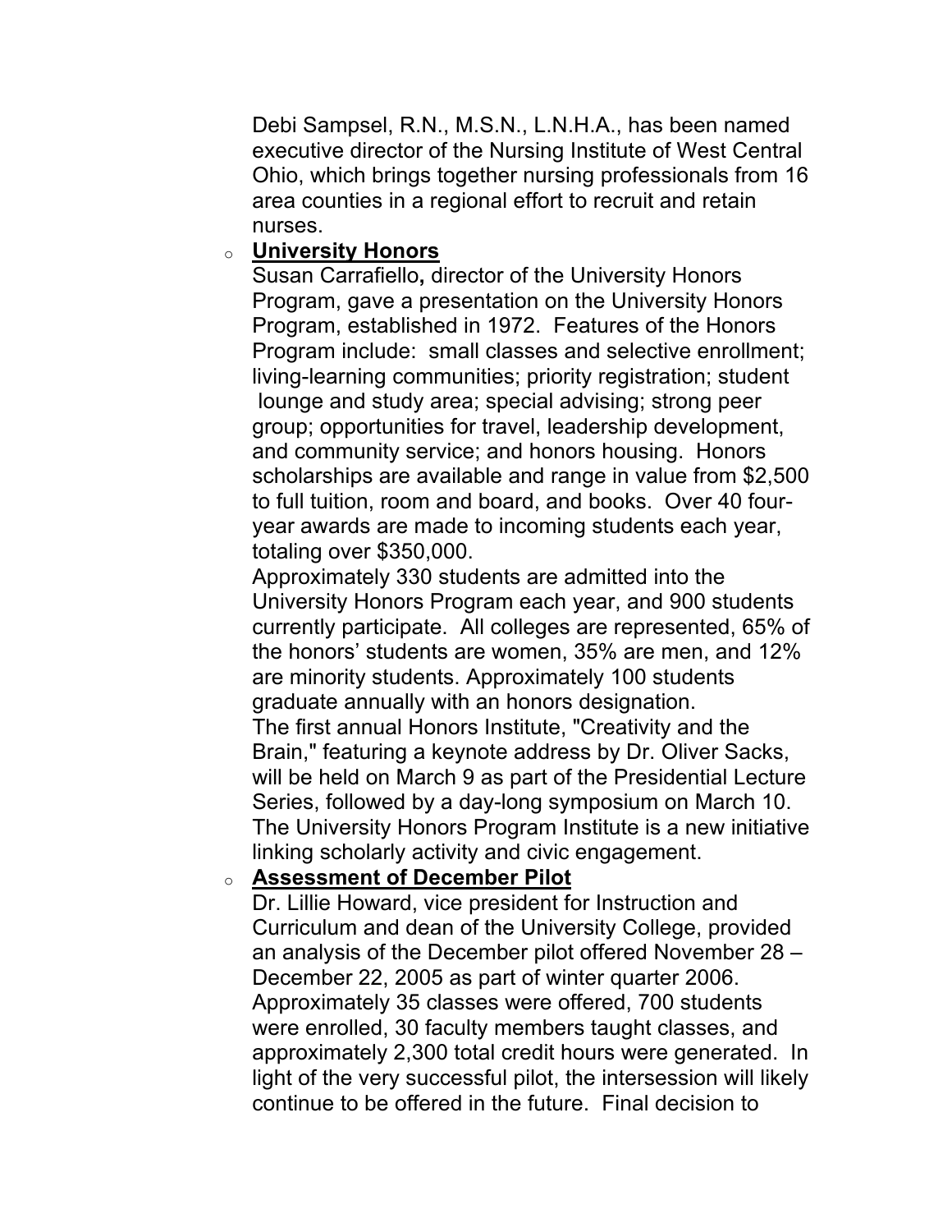Debi Sampsel, R.N., M.S.N., L.N.H.A., has been named executive director of the Nursing Institute of West Central Ohio, which brings together nursing professionals from 16 area counties in a regional effort to recruit and retain nurses.

- **University Honors**

  Susan Carrafiello**,** director of the University Honors Program, gave a presentation on the University Honors Program, established in 1972. Features of the Honors Program include: small classes and selective enrollment; living-learning communities; priority registration; student lounge and study area; special advising; strong peer group; opportunities for travel, leadership development, and community service; and honors housing. Honors scholarships are available and range in value from $2,500 to full tuition, room and board, and books. Over 40 four-year awards are made to incoming students each year, totaling over $350,000.

  Approximately 330 students are admitted into the University Honors Program each year, and 900 students currently participate. All colleges are represented, 65% of the honors' students are women, 35% are men, and 12% are minority students. Approximately 100 students graduate annually with an honors designation.

  The first annual Honors Institute, "Creativity and the Brain," featuring a keynote address by Dr. Oliver Sacks, will be held on March 9 as part of the Presidential Lecture Series, followed by a day-long symposium on March 10. The University Honors Program Institute is a new initiative linking scholarly activity and civic engagement.

- **Assessment of December Pilot**

  Dr. Lillie Howard, vice president for Instruction and Curriculum and dean of the University College, provided an analysis of the December pilot offered November 28 – December 22, 2005 as part of winter quarter 2006. Approximately 35 classes were offered, 700 students were enrolled, 30 faculty members taught classes, and approximately 2,300 total credit hours were generated. In light of the very successful pilot, the intersession will likely continue to be offered in the future. Final decision to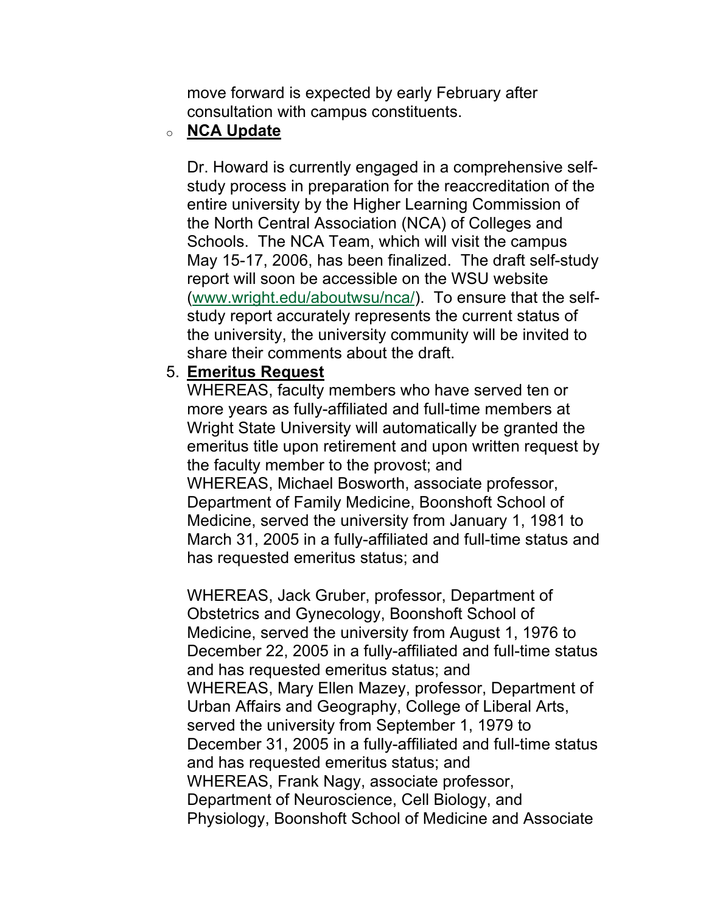move forward is expected by early February after consultation with campus constituents.

- **NCA Update**

  Dr. Howard is currently engaged in a comprehensive self-study process in preparation for the reaccreditation of the entire university by the Higher Learning Commission of the North Central Association (NCA) of Colleges and Schools. The NCA Team, which will visit the campus May 15-17, 2006, has been finalized. The draft self-study report will soon be accessible on the WSU website (www.wright.edu/aboutwsu/nca/). To ensure that the self-study report accurately represents the current status of the university, the university community will be invited to share their comments about the draft.

5. **Emeritus Request**

   WHEREAS, faculty members who have served ten or more years as fully-affiliated and full-time members at Wright State University will automatically be granted the emeritus title upon retirement and upon written request by the faculty member to the provost; and

   WHEREAS, Michael Bosworth, associate professor, Department of Family Medicine, Boonshoft School of Medicine, served the university from January 1, 1981 to March 31, 2005 in a fully-affiliated and full-time status and has requested emeritus status; and

   WHEREAS, Jack Gruber, professor, Department of Obstetrics and Gynecology, Boonshoft School of Medicine, served the university from August 1, 1976 to December 22, 2005 in a fully-affiliated and full-time status and has requested emeritus status; and

   WHEREAS, Mary Ellen Mazey, professor, Department of Urban Affairs and Geography, College of Liberal Arts, served the university from September 1, 1979 to December 31, 2005 in a fully-affiliated and full-time status and has requested emeritus status; and

   WHEREAS, Frank Nagy, associate professor, Department of Neuroscience, Cell Biology, and Physiology, Boonshoft School of Medicine and Associate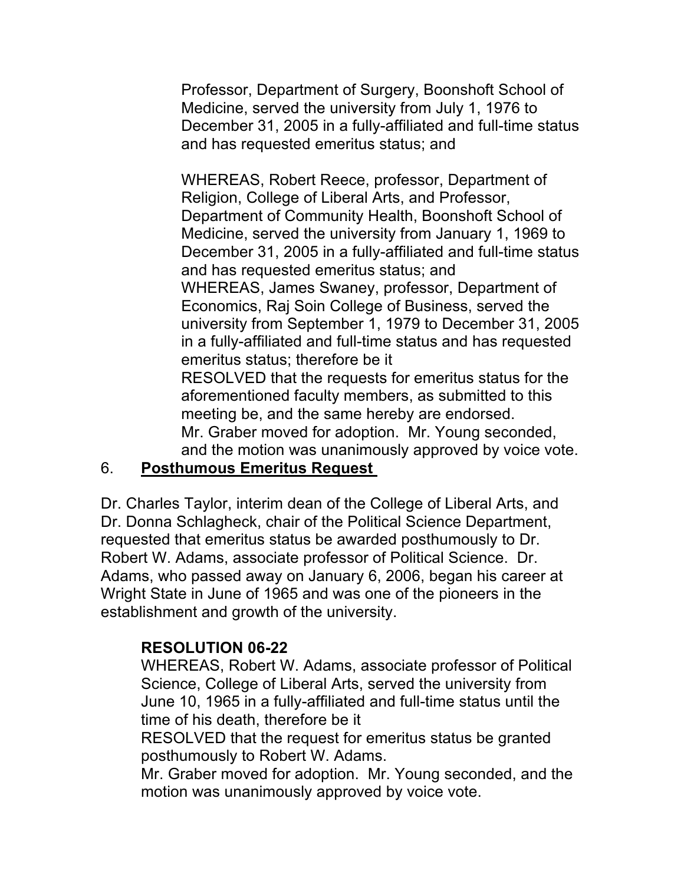Professor, Department of Surgery, Boonshoft School of Medicine, served the university from July 1, 1976 to December 31, 2005 in a fully-affiliated and full-time status and has requested emeritus status; and

WHEREAS, Robert Reece, professor, Department of Religion, College of Liberal Arts, and Professor, Department of Community Health, Boonshoft School of Medicine, served the university from January 1, 1969 to December 31, 2005 in a fully-affiliated and full-time status and has requested emeritus status; and

WHEREAS, James Swaney, professor, Department of Economics, Raj Soin College of Business, served the university from September 1, 1979 to December 31, 2005 in a fully-affiliated and full-time status and has requested emeritus status; therefore be it

RESOLVED that the requests for emeritus status for the aforementioned faculty members, as submitted to this meeting be, and the same hereby are endorsed.

Mr. Graber moved for adoption. Mr. Young seconded, and the motion was unanimously approved by voice vote.

6. **Posthumous Emeritus Request**

Dr. Charles Taylor, interim dean of the College of Liberal Arts, and Dr. Donna Schlagheck, chair of the Political Science Department, requested that emeritus status be awarded posthumously to Dr. Robert W. Adams, associate professor of Political Science. Dr. Adams, who passed away on January 6, 2006, began his career at Wright State in June of 1965 and was one of the pioneers in the establishment and growth of the university.

**RESOLUTION 06-22**

WHEREAS, Robert W. Adams, associate professor of Political Science, College of Liberal Arts, served the university from June 10, 1965 in a fully-affiliated and full-time status until the time of his death, therefore be it

RESOLVED that the request for emeritus status be granted posthumously to Robert W. Adams.

Mr. Graber moved for adoption. Mr. Young seconded, and the motion was unanimously approved by voice vote.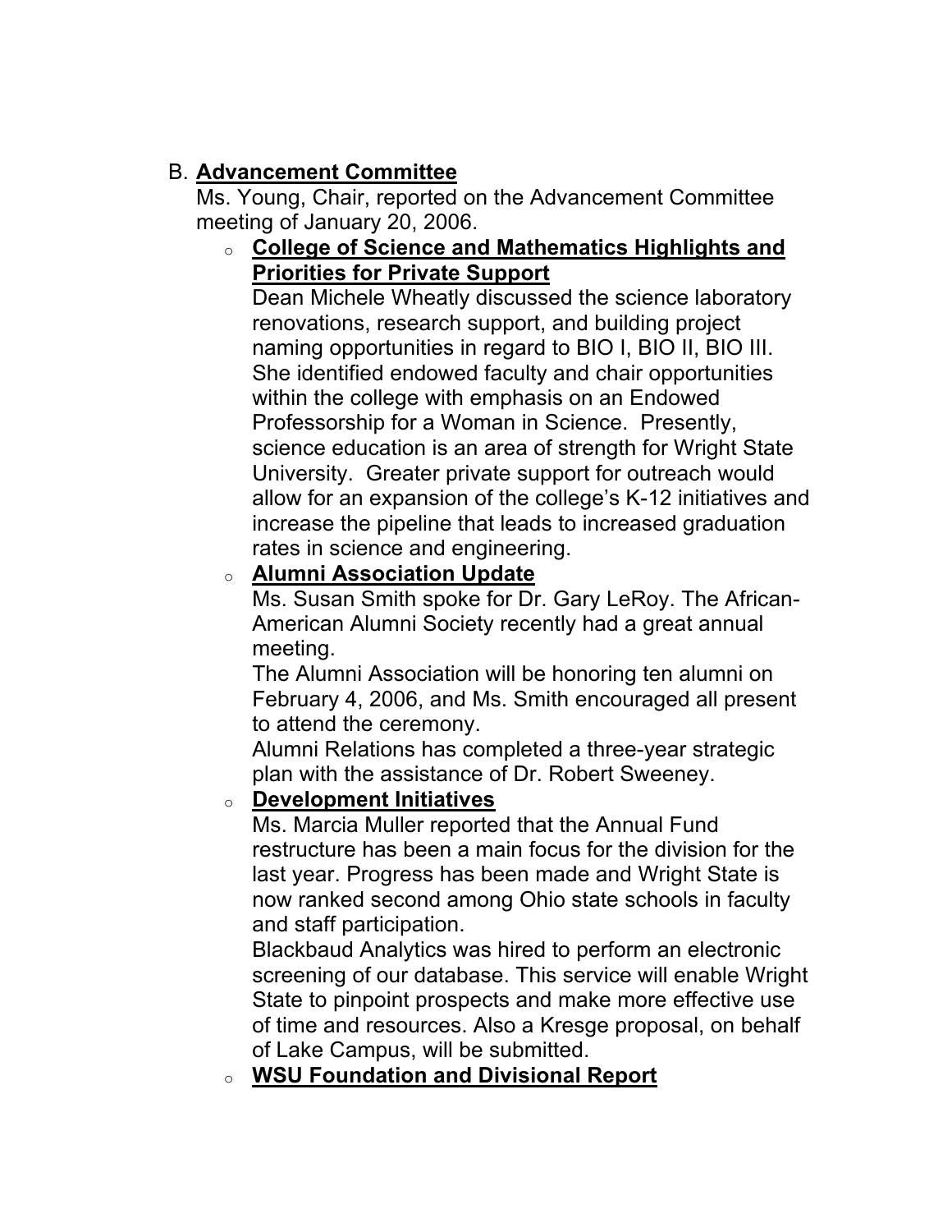B. **Advancement Committee**

Ms. Young, Chair, reported on the Advancement Committee meeting of January 20, 2006.

- **College of Science and Mathematics Highlights and Priorities for Private Support**

  Dean Michele Wheatly discussed the science laboratory renovations, research support, and building project naming opportunities in regard to BIO I, BIO II, BIO III. She identified endowed faculty and chair opportunities within the college with emphasis on an Endowed Professorship for a Woman in Science. Presently, science education is an area of strength for Wright State University. Greater private support for outreach would allow for an expansion of the college's K-12 initiatives and increase the pipeline that leads to increased graduation rates in science and engineering.

- **Alumni Association Update**

  Ms. Susan Smith spoke for Dr. Gary LeRoy. The African-American Alumni Society recently had a great annual meeting.

  The Alumni Association will be honoring ten alumni on February 4, 2006, and Ms. Smith encouraged all present to attend the ceremony.

  Alumni Relations has completed a three-year strategic plan with the assistance of Dr. Robert Sweeney.

- **Development Initiatives**

  Ms. Marcia Muller reported that the Annual Fund restructure has been a main focus for the division for the last year. Progress has been made and Wright State is now ranked second among Ohio state schools in faculty and staff participation.

  Blackbaud Analytics was hired to perform an electronic screening of our database. This service will enable Wright State to pinpoint prospects and make more effective use of time and resources. Also a Kresge proposal, on behalf of Lake Campus, will be submitted.

- **WSU Foundation and Divisional Report**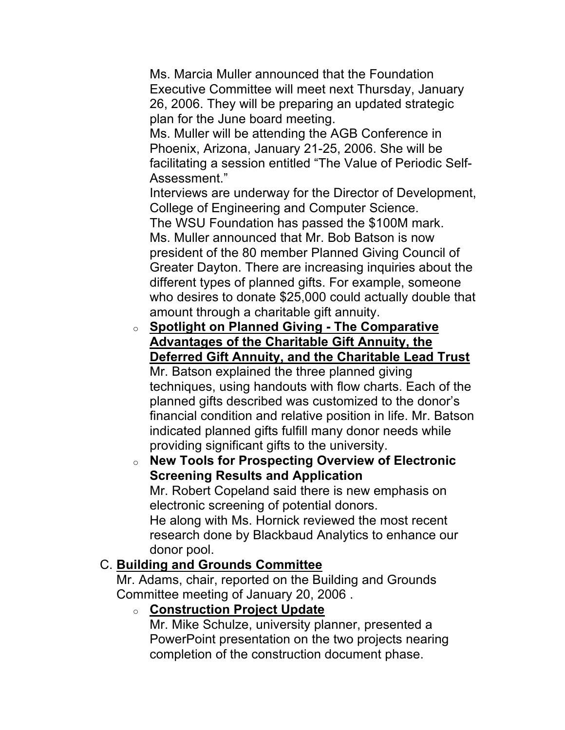Ms. Marcia Muller announced that the Foundation Executive Committee will meet next Thursday, January 26, 2006. They will be preparing an updated strategic plan for the June board meeting.

Ms. Muller will be attending the AGB Conference in Phoenix, Arizona, January 21-25, 2006. She will be facilitating a session entitled "The Value of Periodic Self-Assessment."

Interviews are underway for the Director of Development, College of Engineering and Computer Science.

The WSU Foundation has passed the $100M mark.

Ms. Muller announced that Mr. Bob Batson is now president of the 80 member Planned Giving Council of Greater Dayton. There are increasing inquiries about the different types of planned gifts. For example, someone who desires to donate $25,000 could actually double that amount through a charitable gift annuity.

- **Spotlight on Planned Giving - The Comparative Advantages of the Charitable Gift Annuity, the Deferred Gift Annuity, and the Charitable Lead Trust**

  Mr. Batson explained the three planned giving techniques, using handouts with flow charts. Each of the planned gifts described was customized to the donor's financial condition and relative position in life. Mr. Batson indicated planned gifts fulfill many donor needs while providing significant gifts to the university.

- **New Tools for Prospecting Overview of Electronic Screening Results and Application**

  Mr. Robert Copeland said there is new emphasis on electronic screening of potential donors.

  He along with Ms. Hornick reviewed the most recent research done by Blackbaud Analytics to enhance our donor pool.

C. **Building and Grounds Committee**

Mr. Adams, chair, reported on the Building and Grounds Committee meeting of January 20, 2006 .

- **Construction Project Update**

  Mr. Mike Schulze, university planner, presented a PowerPoint presentation on the two projects nearing completion of the construction document phase.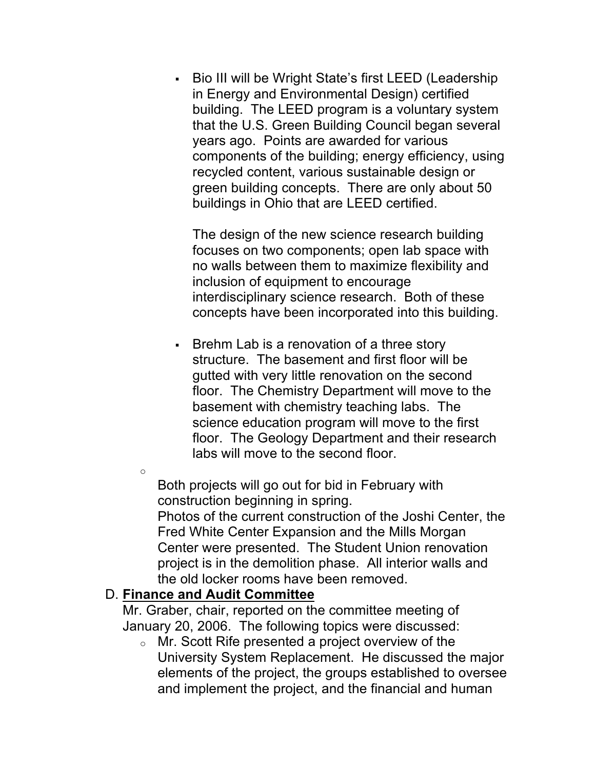- Bio III will be Wright State's first LEED (Leadership in Energy and Environmental Design) certified building. The LEED program is a voluntary system that the U.S. Green Building Council began several years ago. Points are awarded for various components of the building; energy efficiency, using recycled content, various sustainable design or green building concepts. There are only about 50 buildings in Ohio that are LEED certified.

  The design of the new science research building focuses on two components; open lab space with no walls between them to maximize flexibility and inclusion of equipment to encourage interdisciplinary science research. Both of these concepts have been incorporated into this building.

- Brehm Lab is a renovation of a three story structure. The basement and first floor will be gutted with very little renovation on the second floor. The Chemistry Department will move to the basement with chemistry teaching labs. The science education program will move to the first floor. The Geology Department and their research labs will move to the second floor.

- Both projects will go out for bid in February with construction beginning in spring.
  Photos of the current construction of the Joshi Center, the Fred White Center Expansion and the Mills Morgan Center were presented. The Student Union renovation project is in the demolition phase. All interior walls and the old locker rooms have been removed.

D. **Finance and Audit Committee**

Mr. Graber, chair, reported on the committee meeting of January 20, 2006. The following topics were discussed:

- Mr. Scott Rife presented a project overview of the University System Replacement. He discussed the major elements of the project, the groups established to oversee and implement the project, and the financial and human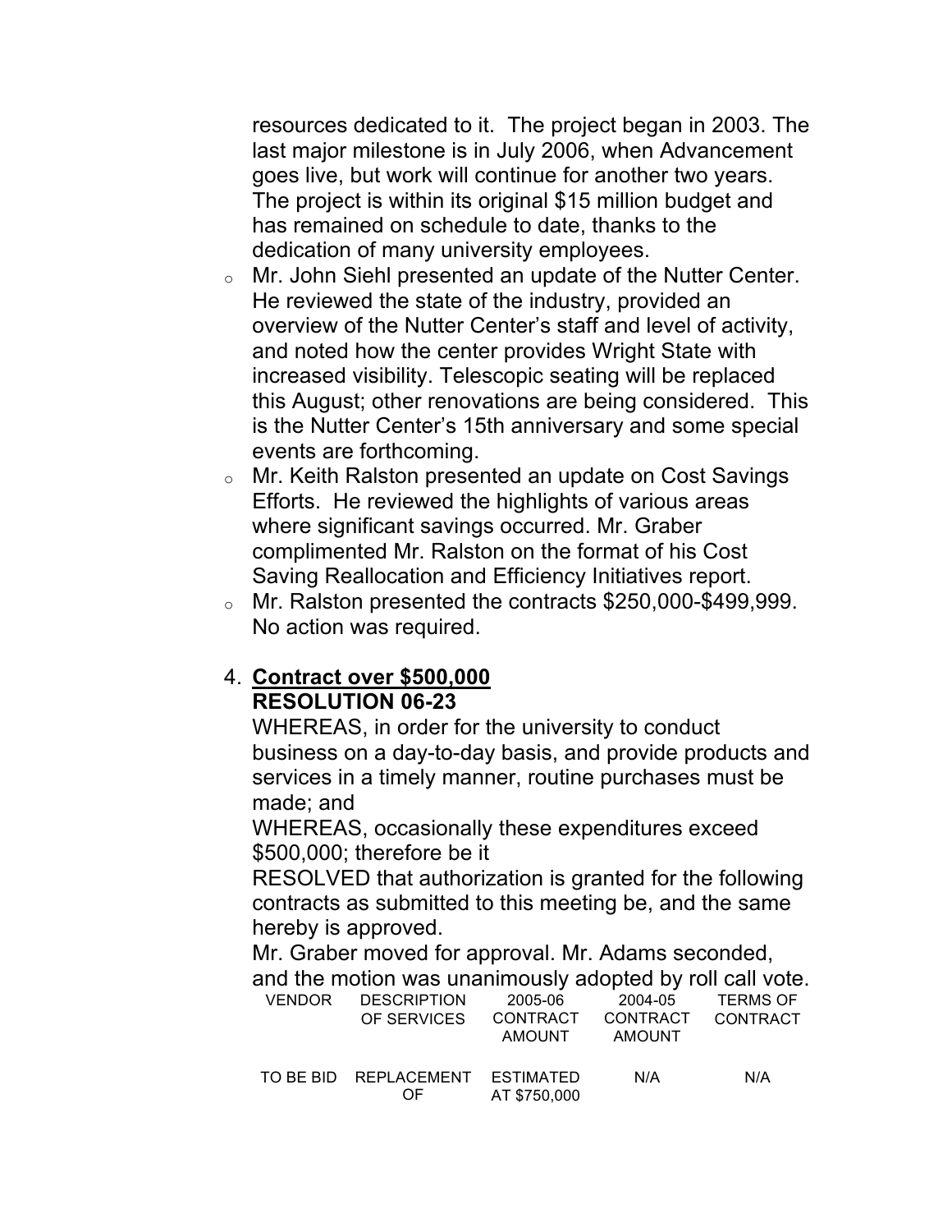resources dedicated to it.  The project began in 2003. The last major milestone is in July 2006, when Advancement goes live, but work will continue for another two years. The project is within its original $15 million budget and has remained on schedule to date, thanks to the dedication of many university employees.

- Mr. John Siehl presented an update of the Nutter Center. He reviewed the state of the industry, provided an overview of the Nutter Center's staff and level of activity, and noted how the center provides Wright State with increased visibility. Telescopic seating will be replaced this August; other renovations are being considered.  This is the Nutter Center's 15th anniversary and some special events are forthcoming.
- Mr. Keith Ralston presented an update on Cost Savings Efforts.  He reviewed the highlights of various areas where significant savings occurred. Mr. Graber complimented Mr. Ralston on the format of his Cost Saving Reallocation and Efficiency Initiatives report.
- Mr. Ralston presented the contracts $250,000-$499,999. No action was required.

4. **Contract over $500,000**

**RESOLUTION 06-23**

WHEREAS, in order for the university to conduct business on a day-to-day basis, and provide products and services in a timely manner, routine purchases must be made; and

WHEREAS, occasionally these expenditures exceed $500,000; therefore be it

RESOLVED that authorization is granted for the following contracts as submitted to this meeting be, and the same hereby is approved.

Mr. Graber moved for approval. Mr. Adams seconded, and the motion was unanimously adopted by roll call vote.

| VENDOR | DESCRIPTION OF SERVICES | 2005-06 CONTRACT AMOUNT | 2004-05 CONTRACT AMOUNT | TERMS OF CONTRACT |
|---|---|---|---|---|
| TO BE BID | REPLACEMENT OF | ESTIMATED AT $750,000 | N/A | N/A |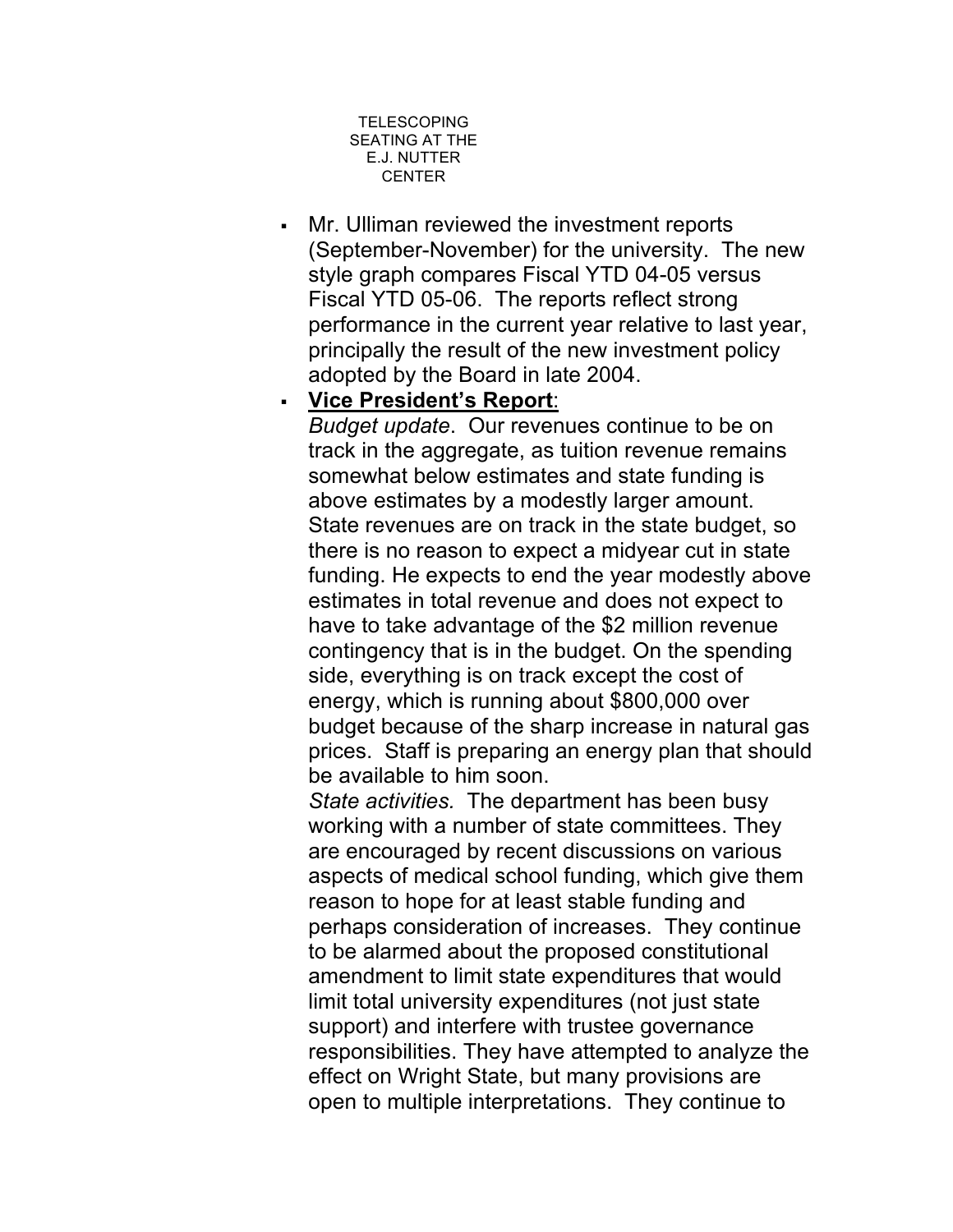TELESCOPING SEATING AT THE E.J. NUTTER CENTER

- Mr. Ulliman reviewed the investment reports (September-November) for the university. The new style graph compares Fiscal YTD 04-05 versus Fiscal YTD 05-06. The reports reflect strong performance in the current year relative to last year, principally the result of the new investment policy adopted by the Board in late 2004.
- **<u>Vice President's Report</u>**:

  *Budget update*. Our revenues continue to be on track in the aggregate, as tuition revenue remains somewhat below estimates and state funding is above estimates by a modestly larger amount. State revenues are on track in the state budget, so there is no reason to expect a midyear cut in state funding. He expects to end the year modestly above estimates in total revenue and does not expect to have to take advantage of the $2 million revenue contingency that is in the budget. On the spending side, everything is on track except the cost of energy, which is running about $800,000 over budget because of the sharp increase in natural gas prices. Staff is preparing an energy plan that should be available to him soon.

  *State activities.* The department has been busy working with a number of state committees. They are encouraged by recent discussions on various aspects of medical school funding, which give them reason to hope for at least stable funding and perhaps consideration of increases. They continue to be alarmed about the proposed constitutional amendment to limit state expenditures that would limit total university expenditures (not just state support) and interfere with trustee governance responsibilities. They have attempted to analyze the effect on Wright State, but many provisions are open to multiple interpretations. They continue to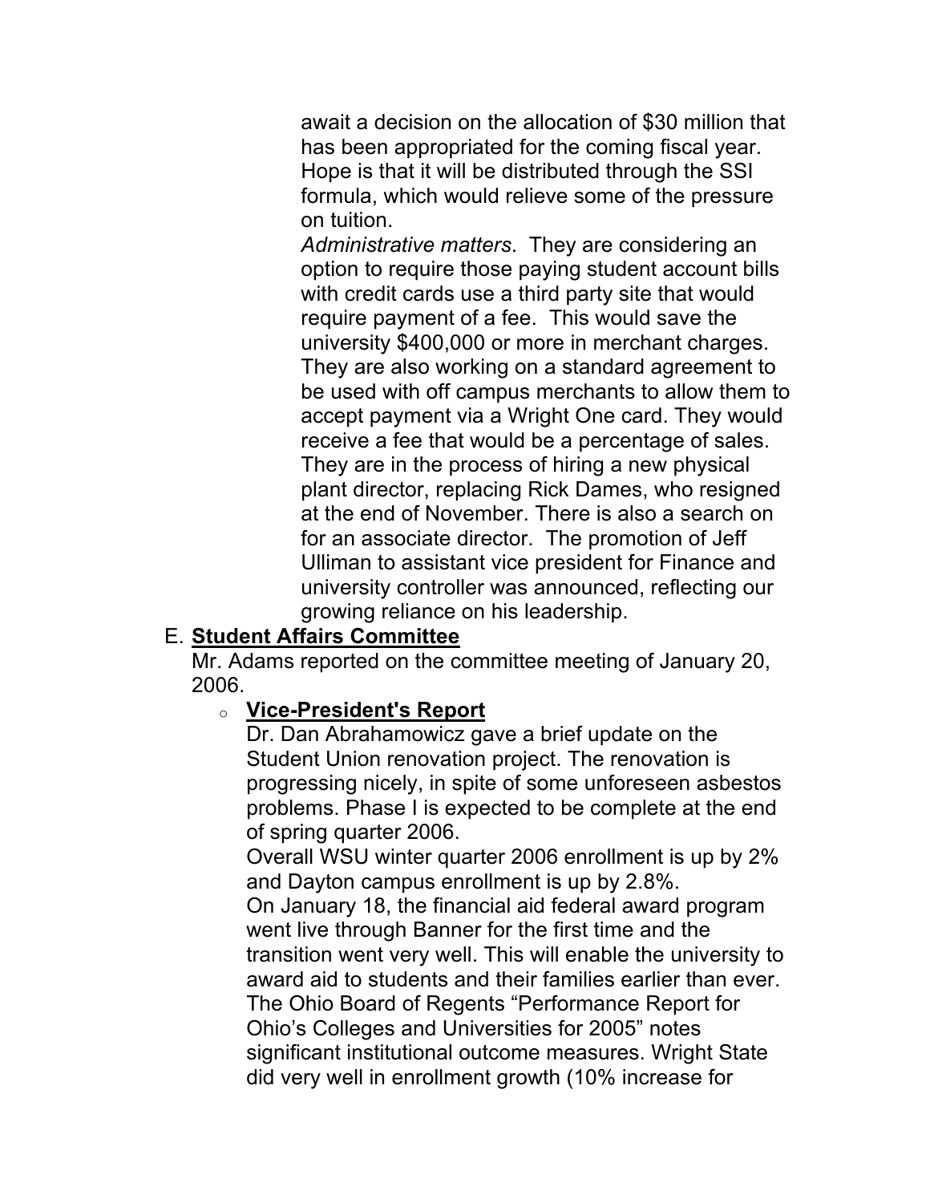await a decision on the allocation of $30 million that has been appropriated for the coming fiscal year. Hope is that it will be distributed through the SSI formula, which would relieve some of the pressure on tuition.

*Administrative matters*. They are considering an option to require those paying student account bills with credit cards use a third party site that would require payment of a fee. This would save the university $400,000 or more in merchant charges. They are also working on a standard agreement to be used with off campus merchants to allow them to accept payment via a Wright One card. They would receive a fee that would be a percentage of sales. They are in the process of hiring a new physical plant director, replacing Rick Dames, who resigned at the end of November. There is also a search on for an associate director. The promotion of Jeff Ulliman to assistant vice president for Finance and university controller was announced, reflecting our growing reliance on his leadership.

E. **Student Affairs Committee**

Mr. Adams reported on the committee meeting of January 20, 2006.

- **Vice-President's Report**

  Dr. Dan Abrahamowicz gave a brief update on the Student Union renovation project. The renovation is progressing nicely, in spite of some unforeseen asbestos problems. Phase I is expected to be complete at the end of spring quarter 2006.

  Overall WSU winter quarter 2006 enrollment is up by 2% and Dayton campus enrollment is up by 2.8%.

  On January 18, the financial aid federal award program went live through Banner for the first time and the transition went very well. This will enable the university to award aid to students and their families earlier than ever.

  The Ohio Board of Regents "Performance Report for Ohio's Colleges and Universities for 2005" notes significant institutional outcome measures. Wright State did very well in enrollment growth (10% increase for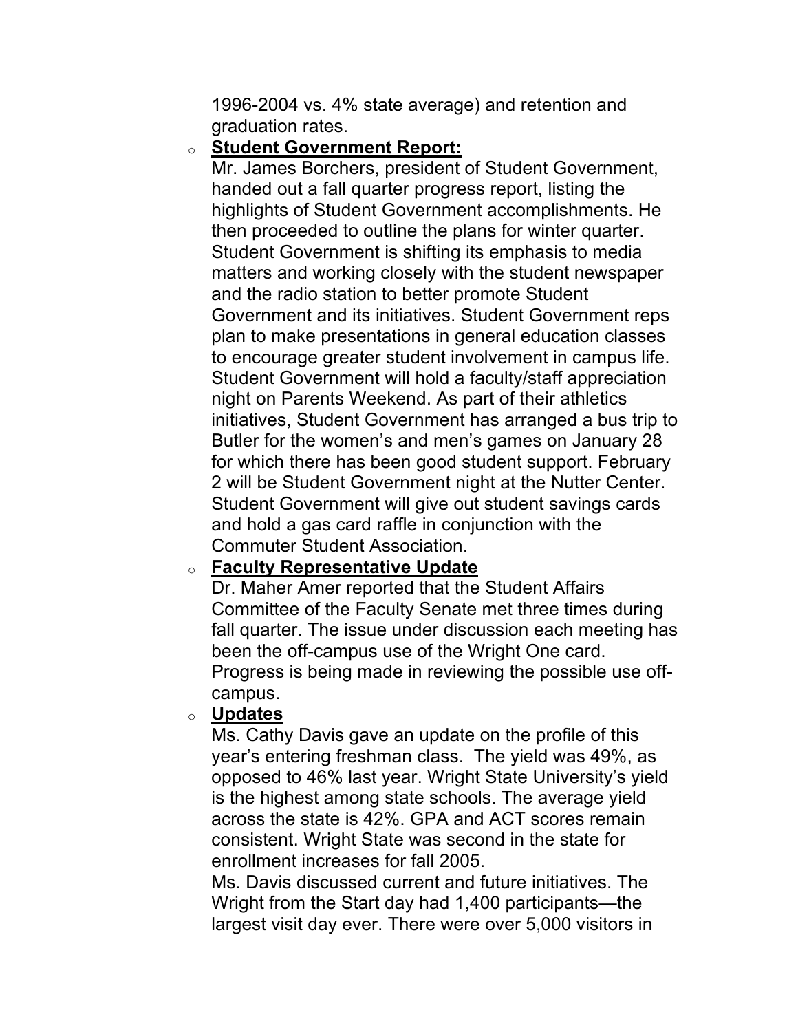1996-2004 vs. 4% state average) and retention and graduation rates.

- **<u>Student Government Report:</u>**

  Mr. James Borchers, president of Student Government, handed out a fall quarter progress report, listing the highlights of Student Government accomplishments. He then proceeded to outline the plans for winter quarter. Student Government is shifting its emphasis to media matters and working closely with the student newspaper and the radio station to better promote Student Government and its initiatives. Student Government reps plan to make presentations in general education classes to encourage greater student involvement in campus life. Student Government will hold a faculty/staff appreciation night on Parents Weekend. As part of their athletics initiatives, Student Government has arranged a bus trip to Butler for the women's and men's games on January 28 for which there has been good student support. February 2 will be Student Government night at the Nutter Center. Student Government will give out student savings cards and hold a gas card raffle in conjunction with the Commuter Student Association.

- **<u>Faculty Representative Update</u>**

  Dr. Maher Amer reported that the Student Affairs Committee of the Faculty Senate met three times during fall quarter. The issue under discussion each meeting has been the off-campus use of the Wright One card. Progress is being made in reviewing the possible use off-campus.

- **<u>Updates</u>**

  Ms. Cathy Davis gave an update on the profile of this year's entering freshman class. The yield was 49%, as opposed to 46% last year. Wright State University's yield is the highest among state schools. The average yield across the state is 42%. GPA and ACT scores remain consistent. Wright State was second in the state for enrollment increases for fall 2005.

  Ms. Davis discussed current and future initiatives. The Wright from the Start day had 1,400 participants—the largest visit day ever. There were over 5,000 visitors in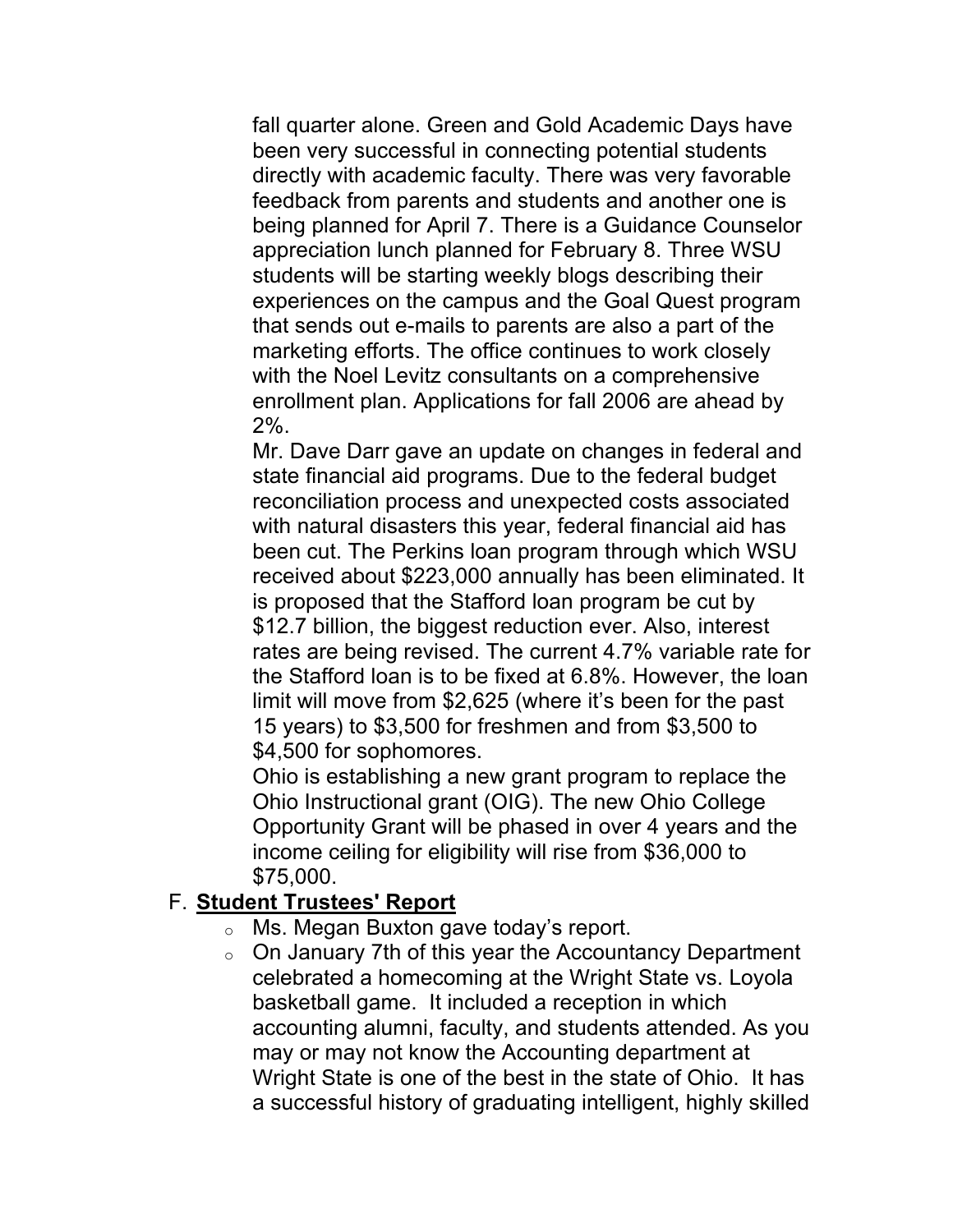fall quarter alone. Green and Gold Academic Days have been very successful in connecting potential students directly with academic faculty. There was very favorable feedback from parents and students and another one is being planned for April 7. There is a Guidance Counselor appreciation lunch planned for February 8. Three WSU students will be starting weekly blogs describing their experiences on the campus and the Goal Quest program that sends out e-mails to parents are also a part of the marketing efforts. The office continues to work closely with the Noel Levitz consultants on a comprehensive enrollment plan. Applications for fall 2006 are ahead by 2%.

Mr. Dave Darr gave an update on changes in federal and state financial aid programs. Due to the federal budget reconciliation process and unexpected costs associated with natural disasters this year, federal financial aid has been cut. The Perkins loan program through which WSU received about $223,000 annually has been eliminated. It is proposed that the Stafford loan program be cut by $12.7 billion, the biggest reduction ever. Also, interest rates are being revised. The current 4.7% variable rate for the Stafford loan is to be fixed at 6.8%. However, the loan limit will move from $2,625 (where it's been for the past 15 years) to $3,500 for freshmen and from $3,500 to $4,500 for sophomores.

Ohio is establishing a new grant program to replace the Ohio Instructional grant (OIG). The new Ohio College Opportunity Grant will be phased in over 4 years and the income ceiling for eligibility will rise from $36,000 to $75,000.

F. **Student Trustees' Report**

- Ms. Megan Buxton gave today's report.
- On January 7th of this year the Accountancy Department celebrated a homecoming at the Wright State vs. Loyola basketball game. It included a reception in which accounting alumni, faculty, and students attended. As you may or may not know the Accounting department at Wright State is one of the best in the state of Ohio. It has a successful history of graduating intelligent, highly skilled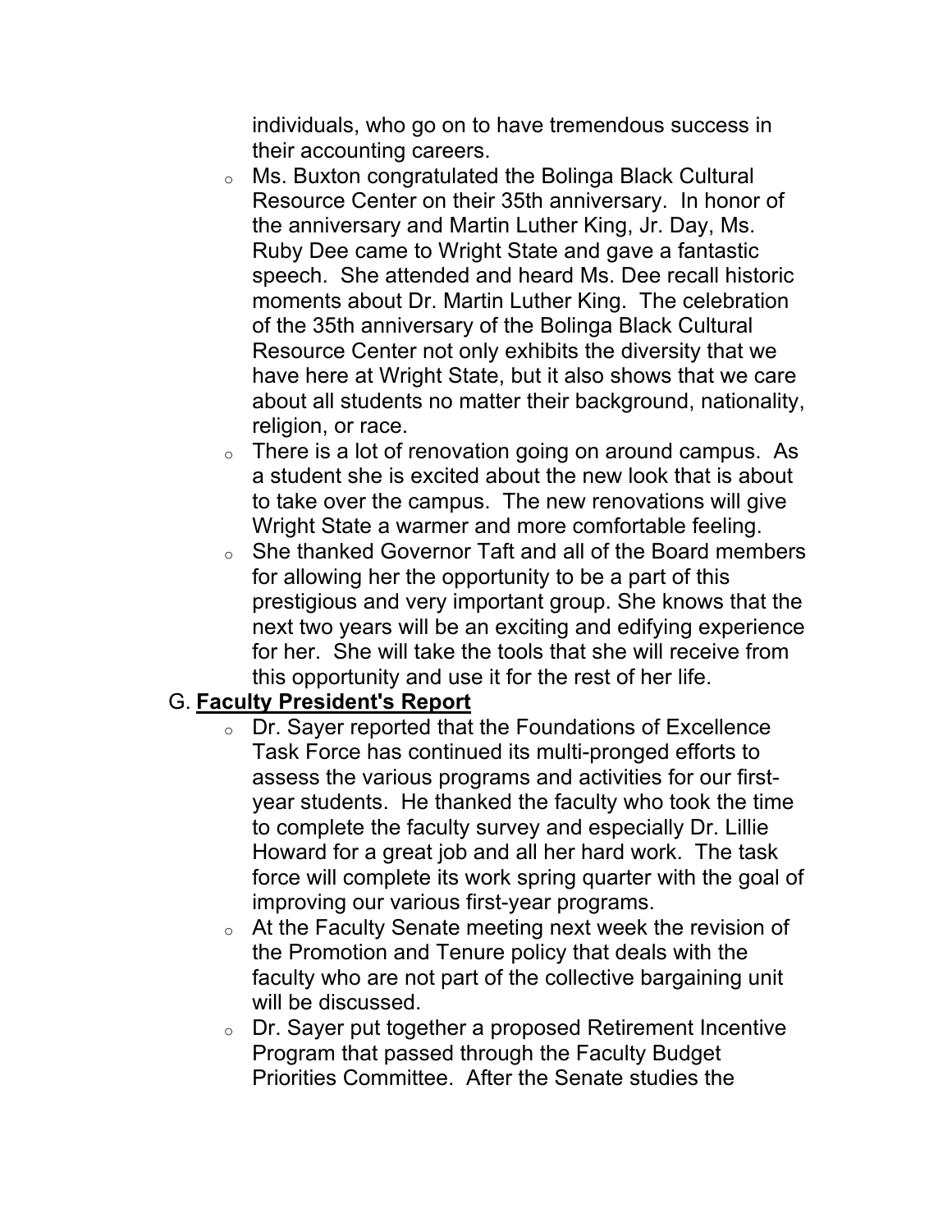individuals, who go on to have tremendous success in their accounting careers.

- Ms. Buxton congratulated the Bolinga Black Cultural Resource Center on their 35th anniversary. In honor of the anniversary and Martin Luther King, Jr. Day, Ms. Ruby Dee came to Wright State and gave a fantastic speech. She attended and heard Ms. Dee recall historic moments about Dr. Martin Luther King. The celebration of the 35th anniversary of the Bolinga Black Cultural Resource Center not only exhibits the diversity that we have here at Wright State, but it also shows that we care about all students no matter their background, nationality, religion, or race.
- There is a lot of renovation going on around campus. As a student she is excited about the new look that is about to take over the campus. The new renovations will give Wright State a warmer and more comfortable feeling.
- She thanked Governor Taft and all of the Board members for allowing her the opportunity to be a part of this prestigious and very important group. She knows that the next two years will be an exciting and edifying experience for her. She will take the tools that she will receive from this opportunity and use it for the rest of her life.

G. **Faculty President's Report**

- Dr. Sayer reported that the Foundations of Excellence Task Force has continued its multi-pronged efforts to assess the various programs and activities for our first-year students. He thanked the faculty who took the time to complete the faculty survey and especially Dr. Lillie Howard for a great job and all her hard work. The task force will complete its work spring quarter with the goal of improving our various first-year programs.
- At the Faculty Senate meeting next week the revision of the Promotion and Tenure policy that deals with the faculty who are not part of the collective bargaining unit will be discussed.
- Dr. Sayer put together a proposed Retirement Incentive Program that passed through the Faculty Budget Priorities Committee. After the Senate studies the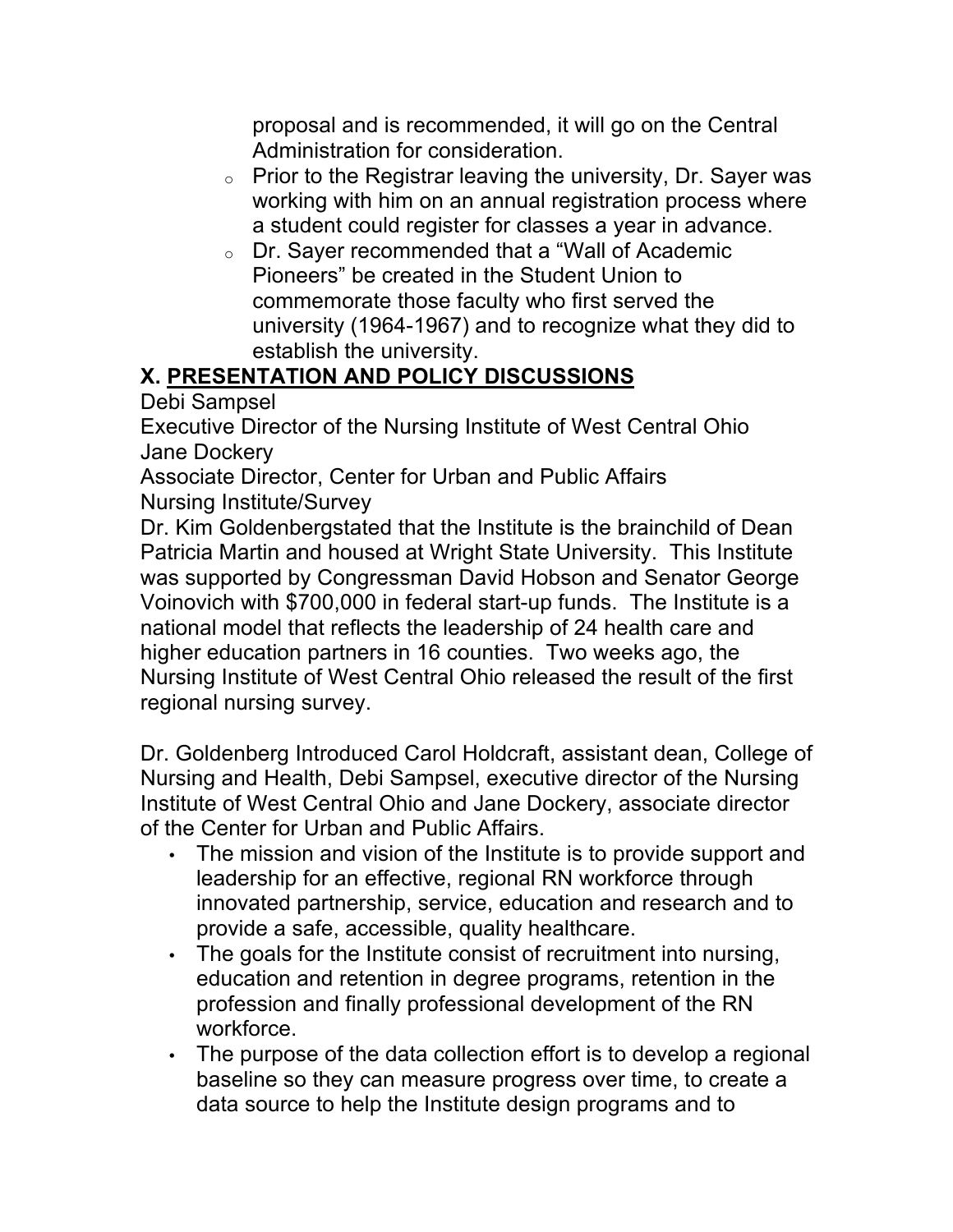proposal and is recommended, it will go on the Central Administration for consideration.

  - Prior to the Registrar leaving the university, Dr. Sayer was working with him on an annual registration process where a student could register for classes a year in advance.
  - Dr. Sayer recommended that a "Wall of Academic Pioneers" be created in the Student Union to commemorate those faculty who first served the university (1964-1967) and to recognize what they did to establish the university.

**X. <u>PRESENTATION AND POLICY DISCUSSIONS</u>**

Debi Sampsel
Executive Director of the Nursing Institute of West Central Ohio
Jane Dockery
Associate Director, Center for Urban and Public Affairs
Nursing Institute/Survey

Dr. Kim Goldenbergstated that the Institute is the brainchild of Dean Patricia Martin and housed at Wright State University. This Institute was supported by Congressman David Hobson and Senator George Voinovich with $700,000 in federal start-up funds. The Institute is a national model that reflects the leadership of 24 health care and higher education partners in 16 counties. Two weeks ago, the Nursing Institute of West Central Ohio released the result of the first regional nursing survey.

Dr. Goldenberg Introduced Carol Holdcraft, assistant dean, College of Nursing and Health, Debi Sampsel, executive director of the Nursing Institute of West Central Ohio and Jane Dockery, associate director of the Center for Urban and Public Affairs.

- The mission and vision of the Institute is to provide support and leadership for an effective, regional RN workforce through innovated partnership, service, education and research and to provide a safe, accessible, quality healthcare.
- The goals for the Institute consist of recruitment into nursing, education and retention in degree programs, retention in the profession and finally professional development of the RN workforce.
- The purpose of the data collection effort is to develop a regional baseline so they can measure progress over time, to create a data source to help the Institute design programs and to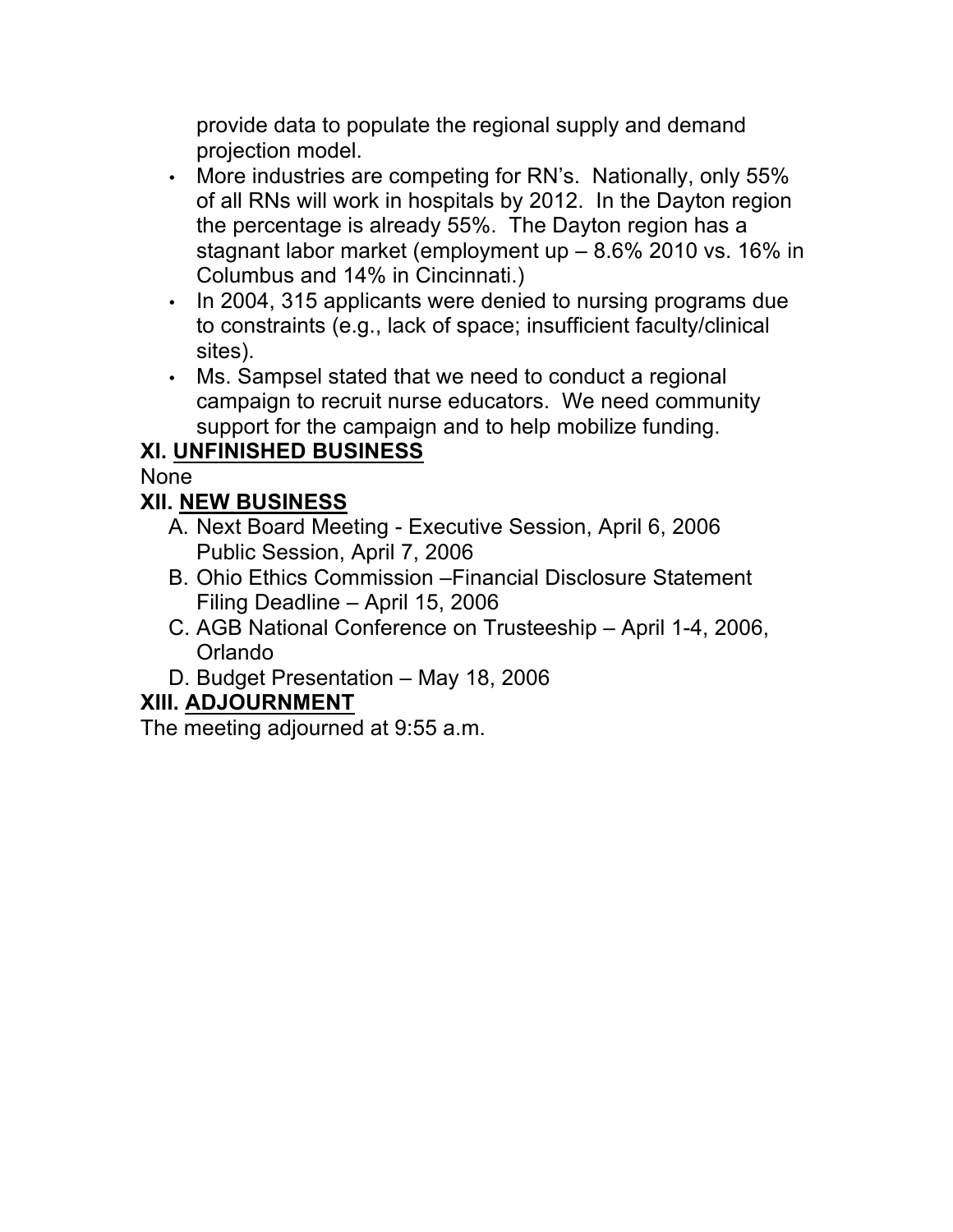provide data to populate the regional supply and demand projection model.

- More industries are competing for RN's. Nationally, only 55% of all RNs will work in hospitals by 2012. In the Dayton region the percentage is already 55%. The Dayton region has a stagnant labor market (employment up – 8.6% 2010 vs. 16% in Columbus and 14% in Cincinnati.)
- In 2004, 315 applicants were denied to nursing programs due to constraints (e.g., lack of space; insufficient faculty/clinical sites).
- Ms. Sampsel stated that we need to conduct a regional campaign to recruit nurse educators. We need community support for the campaign and to help mobilize funding.

**XI. UNFINISHED BUSINESS**

None

**XII. NEW BUSINESS**

A. Next Board Meeting - Executive Session, April 6, 2006
   Public Session, April 7, 2006
B. Ohio Ethics Commission –Financial Disclosure Statement Filing Deadline – April 15, 2006
C. AGB National Conference on Trusteeship – April 1-4, 2006, Orlando
D. Budget Presentation – May 18, 2006

**XIII. ADJOURNMENT**

The meeting adjourned at 9:55 a.m.